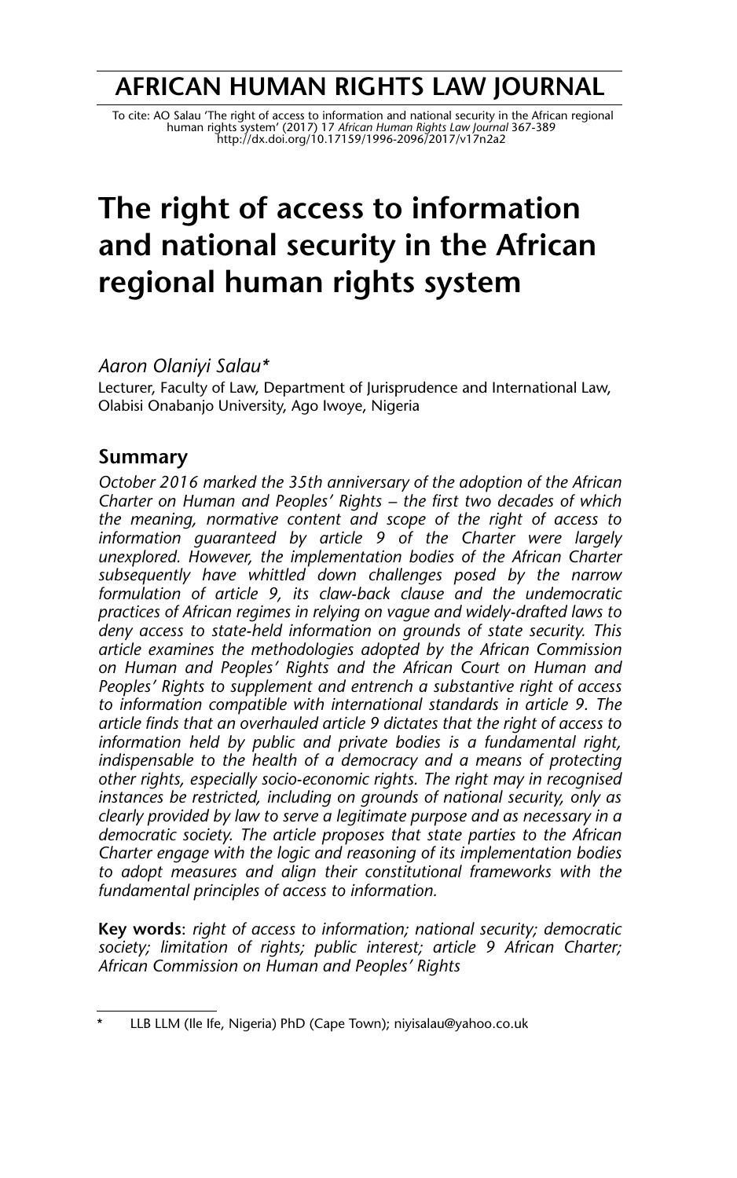# AFRICAN HUMAN RIGHTS LAW JOURNAL

To cite: AO Salau 'The right of access to information and national security in the African regional human rights system' (2017) 17 *African Human Rights Law Journal* 367-389
http://dx.doi.org/10.17159/1996-2096/2017/v17n2a2

# The right of access to information and national security in the African regional human rights system

*Aaron Olaniyi Salau**

Lecturer, Faculty of Law, Department of Jurisprudence and International Law, Olabisi Onabanjo University, Ago Iwoye, Nigeria

## Summary

*October 2016 marked the 35th anniversary of the adoption of the African Charter on Human and Peoples' Rights – the first two decades of which the meaning, normative content and scope of the right of access to information guaranteed by article 9 of the Charter were largely unexplored. However, the implementation bodies of the African Charter subsequently have whittled down challenges posed by the narrow formulation of article 9, its claw-back clause and the undemocratic practices of African regimes in relying on vague and widely-drafted laws to deny access to state-held information on grounds of state security. This article examines the methodologies adopted by the African Commission on Human and Peoples' Rights and the African Court on Human and Peoples' Rights to supplement and entrench a substantive right of access to information compatible with international standards in article 9. The article finds that an overhauled article 9 dictates that the right of access to information held by public and private bodies is a fundamental right, indispensable to the health of a democracy and a means of protecting other rights, especially socio-economic rights. The right may in recognised instances be restricted, including on grounds of national security, only as clearly provided by law to serve a legitimate purpose and as necessary in a democratic society. The article proposes that state parties to the African Charter engage with the logic and reasoning of its implementation bodies to adopt measures and align their constitutional frameworks with the fundamental principles of access to information.*

**Key words**: *right of access to information; national security; democratic society; limitation of rights; public interest; article 9 African Charter; African Commission on Human and Peoples' Rights*

---

\* LLB LLM (Ile Ife, Nigeria) PhD (Cape Town); niyisalau@yahoo.co.uk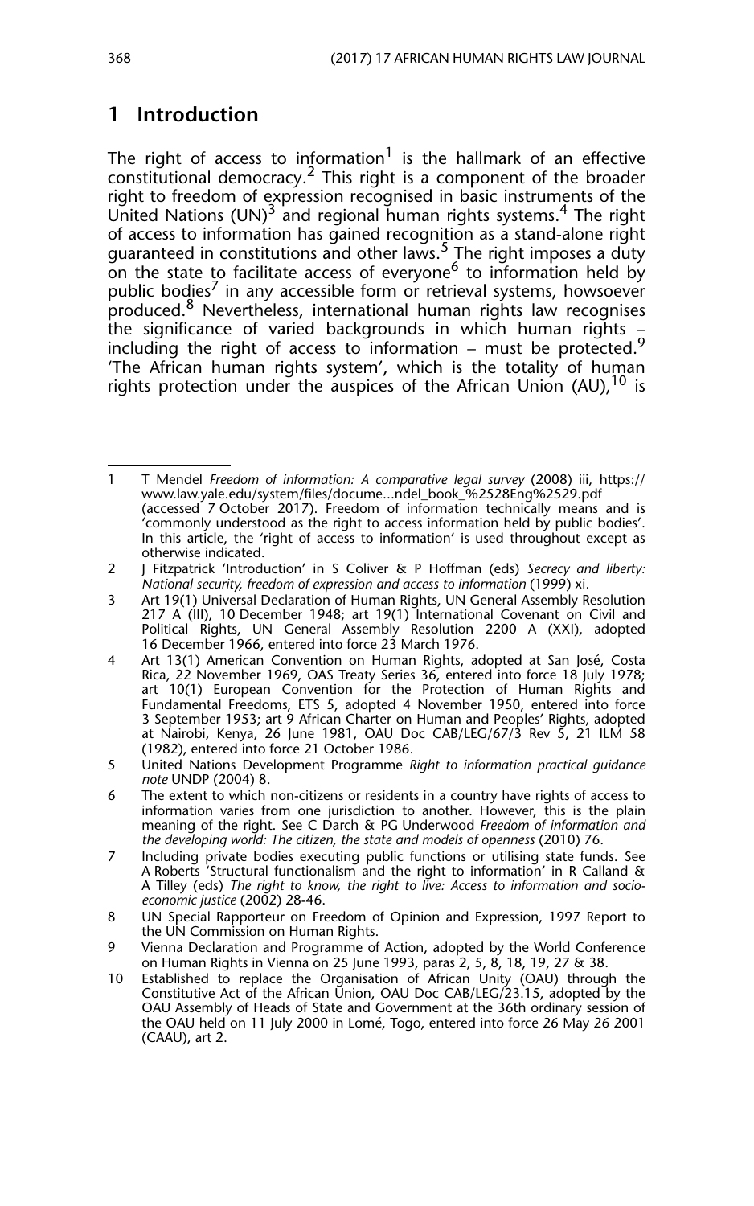## 1 Introduction

The right of access to information[1] is the hallmark of an effective constitutional democracy.[2] This right is a component of the broader right to freedom of expression recognised in basic instruments of the United Nations (UN)[3] and regional human rights systems.[4] The right of access to information has gained recognition as a stand-alone right guaranteed in constitutions and other laws.[5] The right imposes a duty on the state to facilitate access of everyone[6] to information held by public bodies[7] in any accessible form or retrieval systems, howsoever produced.[8] Nevertheless, international human rights law recognises the significance of varied backgrounds in which human rights – including the right of access to information – must be protected.[9] 'The African human rights system', which is the totality of human rights protection under the auspices of the African Union (AU),[10] is

---

1 T Mendel *Freedom of information: A comparative legal survey* (2008) iii, https://www.law.yale.edu/system/files/docume...ndel_book_%2528Eng%2529.pdf (accessed 7 October 2017). Freedom of information technically means and is 'commonly understood as the right to access information held by public bodies'. In this article, the 'right of access to information' is used throughout except as otherwise indicated.

2 J Fitzpatrick 'Introduction' in S Coliver & P Hoffman (eds) *Secrecy and liberty: National security, freedom of expression and access to information* (1999) xi.

3 Art 19(1) Universal Declaration of Human Rights, UN General Assembly Resolution 217 A (III), 10 December 1948; art 19(1) International Covenant on Civil and Political Rights, UN General Assembly Resolution 2200 A (XXI), adopted 16 December 1966, entered into force 23 March 1976.

4 Art 13(1) American Convention on Human Rights, adopted at San José, Costa Rica, 22 November 1969, OAS Treaty Series 36, entered into force 18 July 1978; art 10(1) European Convention for the Protection of Human Rights and Fundamental Freedoms, ETS 5, adopted 4 November 1950, entered into force 3 September 1953; art 9 African Charter on Human and Peoples' Rights, adopted at Nairobi, Kenya, 26 June 1981, OAU Doc CAB/LEG/67/3 Rev 5, 21 ILM 58 (1982), entered into force 21 October 1986.

5 United Nations Development Programme *Right to information practical guidance note* UNDP (2004) 8.

6 The extent to which non-citizens or residents in a country have rights of access to information varies from one jurisdiction to another. However, this is the plain meaning of the right. See C Darch & PG Underwood *Freedom of information and the developing world: The citizen, the state and models of openness* (2010) 76.

7 Including private bodies executing public functions or utilising state funds. See A Roberts 'Structural functionalism and the right to information' in R Calland & A Tilley (eds) *The right to know, the right to live: Access to information and socio-economic justice* (2002) 28-46.

8 UN Special Rapporteur on Freedom of Opinion and Expression, 1997 Report to the UN Commission on Human Rights.

9 Vienna Declaration and Programme of Action, adopted by the World Conference on Human Rights in Vienna on 25 June 1993, paras 2, 5, 8, 18, 19, 27 & 38.

10 Established to replace the Organisation of African Unity (OAU) through the Constitutive Act of the African Union, OAU Doc CAB/LEG/23.15, adopted by the OAU Assembly of Heads of State and Government at the 36th ordinary session of the OAU held on 11 July 2000 in Lomé, Togo, entered into force 26 May 26 2001 (CAAU), art 2.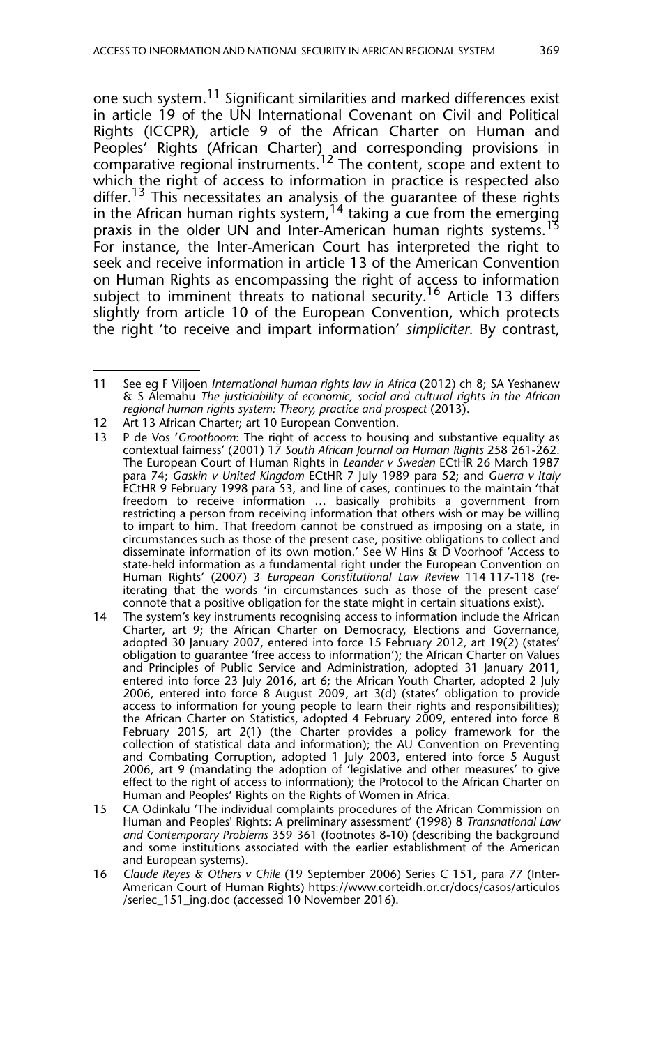one such system.[11] Significant similarities and marked differences exist in article 19 of the UN International Covenant on Civil and Political Rights (ICCPR), article 9 of the African Charter on Human and Peoples' Rights (African Charter) and corresponding provisions in comparative regional instruments.[12] The content, scope and extent to which the right of access to information in practice is respected also differ.[13] This necessitates an analysis of the guarantee of these rights in the African human rights system,[14] taking a cue from the emerging praxis in the older UN and Inter-American human rights systems.[15] For instance, the Inter-American Court has interpreted the right to seek and receive information in article 13 of the American Convention on Human Rights as encompassing the right of access to information subject to imminent threats to national security.[16] Article 13 differs slightly from article 10 of the European Convention, which protects the right 'to receive and impart information' *simpliciter*. By contrast,

---

11 See eg F Viljoen *International human rights law in Africa* (2012) ch 8; SA Yeshanew & S Alemahu *The justiciability of economic, social and cultural rights in the African regional human rights system: Theory, practice and prospect* (2013).

12 Art 13 African Charter; art 10 European Convention.

13 P de Vos '*Grootboom*: The right of access to housing and substantive equality as contextual fairness' (2001) 17 *South African Journal on Human Rights* 258 261-262. The European Court of Human Rights in *Leander v Sweden* ECtHR 26 March 1987 para 74; *Gaskin v United Kingdom* ECtHR 7 July 1989 para 52; and *Guerra v Italy* ECtHR 9 February 1998 para 53, and line of cases, continues to the maintain 'that freedom to receive information … basically prohibits a government from restricting a person from receiving information that others wish or may be willing to impart to him. That freedom cannot be construed as imposing on a state, in circumstances such as those of the present case, positive obligations to collect and disseminate information of its own motion.' See W Hins & D Voorhoof 'Access to state-held information as a fundamental right under the European Convention on Human Rights' (2007) 3 *European Constitutional Law Review* 114 117-118 (re-iterating that the words 'in circumstances such as those of the present case' connote that a positive obligation for the state might in certain situations exist).

14 The system's key instruments recognising access to information include the African Charter, art 9; the African Charter on Democracy, Elections and Governance, adopted 30 January 2007, entered into force 15 February 2012, art 19(2) (states' obligation to guarantee 'free access to information'); the African Charter on Values and Principles of Public Service and Administration, adopted 31 January 2011, entered into force 23 July 2016, art 6; the African Youth Charter, adopted 2 July 2006, entered into force 8 August 2009, art 3(d) (states' obligation to provide access to information for young people to learn their rights and responsibilities); the African Charter on Statistics, adopted 4 February 2009, entered into force 8 February 2015, art 2(1) (the Charter provides a policy framework for the collection of statistical data and information); the AU Convention on Preventing and Combating Corruption, adopted 1 July 2003, entered into force 5 August 2006, art 9 (mandating the adoption of 'legislative and other measures' to give effect to the right of access to information); the Protocol to the African Charter on Human and Peoples' Rights on the Rights of Women in Africa.

15 CA Odinkalu 'The individual complaints procedures of the African Commission on Human and Peoples' Rights: A preliminary assessment' (1998) 8 *Transnational Law and Contemporary Problems* 359 361 (footnotes 8-10) (describing the background and some institutions associated with the earlier establishment of the American and European systems).

16 *Claude Reyes & Others v Chile* (19 September 2006) Series C 151, para 77 (Inter-American Court of Human Rights) https://www.corteidh.or.cr/docs/casos/articulos/seriec_151_ing.doc (accessed 10 November 2016).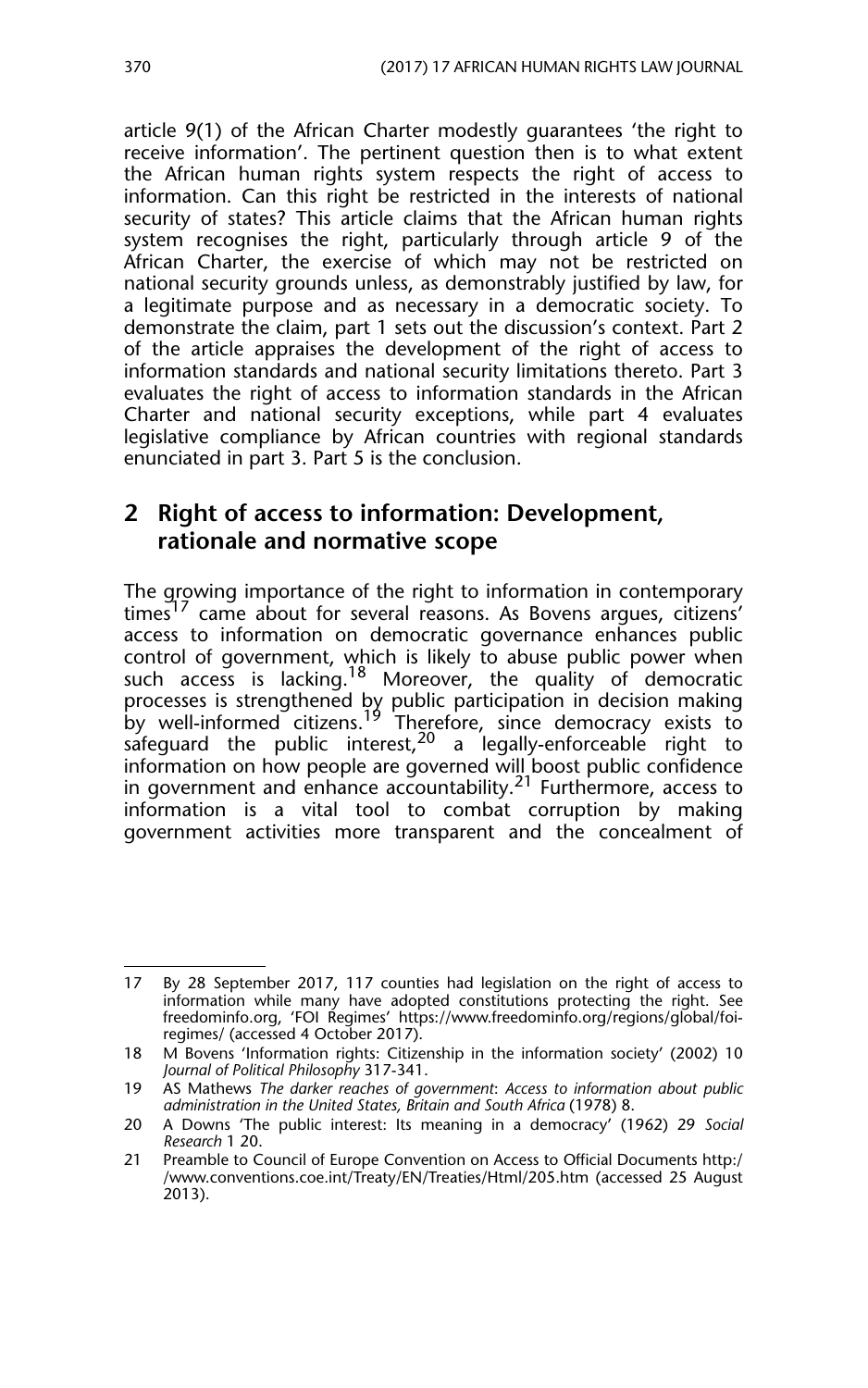article 9(1) of the African Charter modestly guarantees 'the right to receive information'. The pertinent question then is to what extent the African human rights system respects the right of access to information. Can this right be restricted in the interests of national security of states? This article claims that the African human rights system recognises the right, particularly through article 9 of the African Charter, the exercise of which may not be restricted on national security grounds unless, as demonstrably justified by law, for a legitimate purpose and as necessary in a democratic society. To demonstrate the claim, part 1 sets out the discussion's context. Part 2 of the article appraises the development of the right of access to information standards and national security limitations thereto. Part 3 evaluates the right of access to information standards in the African Charter and national security exceptions, while part 4 evaluates legislative compliance by African countries with regional standards enunciated in part 3. Part 5 is the conclusion.

## 2 Right of access to information: Development, rationale and normative scope

The growing importance of the right to information in contemporary times[17] came about for several reasons. As Bovens argues, citizens' access to information on democratic governance enhances public control of government, which is likely to abuse public power when such access is lacking.[18] Moreover, the quality of democratic processes is strengthened by public participation in decision making by well-informed citizens.[19] Therefore, since democracy exists to safeguard the public interest,[20] a legally-enforceable right to information on how people are governed will boost public confidence in government and enhance accountability.[21] Furthermore, access to information is a vital tool to combat corruption by making government activities more transparent and the concealment of

---

17 By 28 September 2017, 117 counties had legislation on the right of access to information while many have adopted constitutions protecting the right. See freedominfo.org, 'FOI Regimes' https://www.freedominfo.org/regions/global/foi-regimes/ (accessed 4 October 2017).

18 M Bovens 'Information rights: Citizenship in the information society' (2002) 10 *Journal of Political Philosophy* 317-341.

19 AS Mathews *The darker reaches of government*: *Access to information about public administration in the United States, Britain and South Africa* (1978) 8.

20 A Downs 'The public interest: Its meaning in a democracy' (1962) 29 *Social Research* 1 20.

21 Preamble to Council of Europe Convention on Access to Official Documents http://www.conventions.coe.int/Treaty/EN/Treaties/Html/205.htm (accessed 25 August 2013).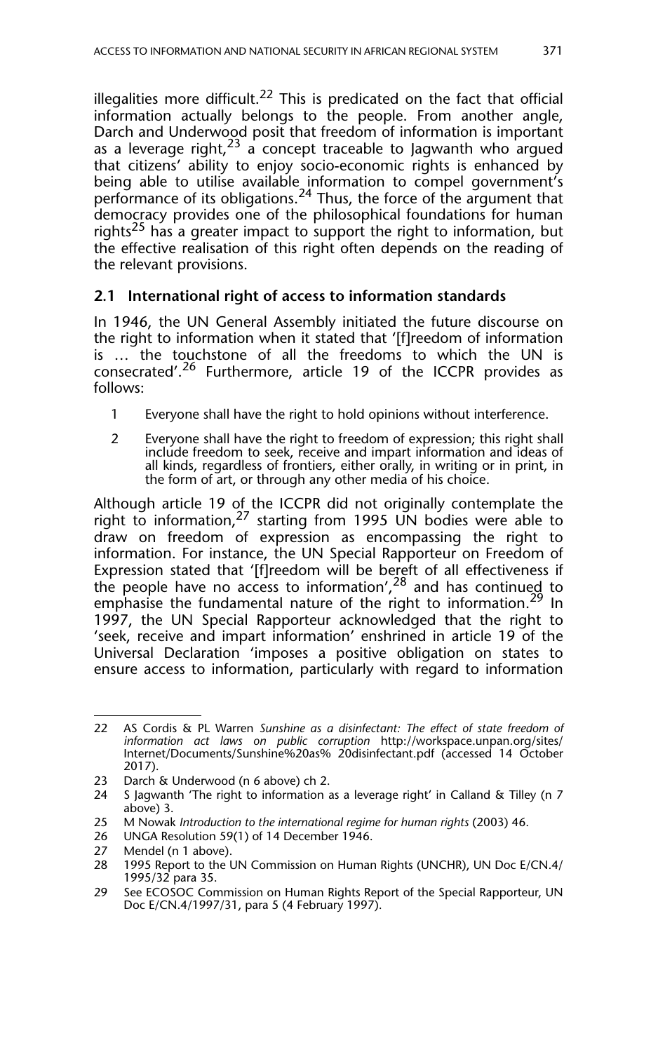illegalities more difficult.[22] This is predicated on the fact that official information actually belongs to the people. From another angle, Darch and Underwood posit that freedom of information is important as a leverage right,[23] a concept traceable to Jagwanth who argued that citizens' ability to enjoy socio-economic rights is enhanced by being able to utilise available information to compel government's performance of its obligations.[24] Thus, the force of the argument that democracy provides one of the philosophical foundations for human rights[25] has a greater impact to support the right to information, but the effective realisation of this right often depends on the reading of the relevant provisions.

### 2.1 International right of access to information standards

In 1946, the UN General Assembly initiated the future discourse on the right to information when it stated that '[f]reedom of information is … the touchstone of all the freedoms to which the UN is consecrated'.[26] Furthermore, article 19 of the ICCPR provides as follows:

> 1 Everyone shall have the right to hold opinions without interference.
>
> 2 Everyone shall have the right to freedom of expression; this right shall include freedom to seek, receive and impart information and ideas of all kinds, regardless of frontiers, either orally, in writing or in print, in the form of art, or through any other media of his choice.

Although article 19 of the ICCPR did not originally contemplate the right to information,[27] starting from 1995 UN bodies were able to draw on freedom of expression as encompassing the right to information. For instance, the UN Special Rapporteur on Freedom of Expression stated that '[f]reedom will be bereft of all effectiveness if the people have no access to information',[28] and has continued to emphasise the fundamental nature of the right to information.[29] In 1997, the UN Special Rapporteur acknowledged that the right to 'seek, receive and impart information' enshrined in article 19 of the Universal Declaration 'imposes a positive obligation on states to ensure access to information, particularly with regard to information

---

22 AS Cordis & PL Warren *Sunshine as a disinfectant: The effect of state freedom of information act laws on public corruption* http://workspace.unpan.org/sites/Internet/Documents/Sunshine%20as% 20disinfectant.pdf (accessed 14 October 2017).

23 Darch & Underwood (n 6 above) ch 2.

24 S Jagwanth 'The right to information as a leverage right' in Calland & Tilley (n 7 above) 3.

25 M Nowak *Introduction to the international regime for human rights* (2003) 46.

26 UNGA Resolution 59(1) of 14 December 1946.

27 Mendel (n 1 above).

28 1995 Report to the UN Commission on Human Rights (UNCHR), UN Doc E/CN.4/1995/32 para 35.

29 See ECOSOC Commission on Human Rights Report of the Special Rapporteur, UN Doc E/CN.4/1997/31, para 5 (4 February 1997).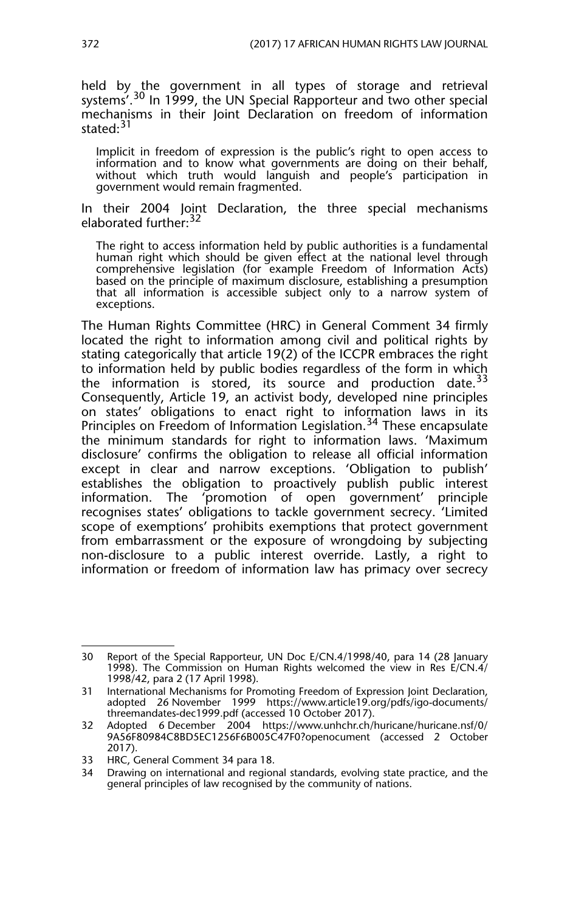held by the government in all types of storage and retrieval systems'.[30] In 1999, the UN Special Rapporteur and two other special mechanisms in their Joint Declaration on freedom of information stated:[31]

> Implicit in freedom of expression is the public's right to open access to information and to know what governments are doing on their behalf, without which truth would languish and people's participation in government would remain fragmented.

In their 2004 Joint Declaration, the three special mechanisms elaborated further:[32]

> The right to access information held by public authorities is a fundamental human right which should be given effect at the national level through comprehensive legislation (for example Freedom of Information Acts) based on the principle of maximum disclosure, establishing a presumption that all information is accessible subject only to a narrow system of exceptions.

The Human Rights Committee (HRC) in General Comment 34 firmly located the right to information among civil and political rights by stating categorically that article 19(2) of the ICCPR embraces the right to information held by public bodies regardless of the form in which the information is stored, its source and production date.[33] Consequently, Article 19, an activist body, developed nine principles on states' obligations to enact right to information laws in its Principles on Freedom of Information Legislation.[34] These encapsulate the minimum standards for right to information laws. 'Maximum disclosure' confirms the obligation to release all official information except in clear and narrow exceptions. 'Obligation to publish' establishes the obligation to proactively publish public interest information. The 'promotion of open government' principle recognises states' obligations to tackle government secrecy. 'Limited scope of exemptions' prohibits exemptions that protect government from embarrassment or the exposure of wrongdoing by subjecting non-disclosure to a public interest override. Lastly, a right to information or freedom of information law has primacy over secrecy

---

30 Report of the Special Rapporteur, UN Doc E/CN.4/1998/40, para 14 (28 January 1998). The Commission on Human Rights welcomed the view in Res E/CN.4/1998/42, para 2 (17 April 1998).

31 International Mechanisms for Promoting Freedom of Expression Joint Declaration, adopted 26 November 1999 https://www.article19.org/pdfs/igo-documents/threemandates-dec1999.pdf (accessed 10 October 2017).

32 Adopted 6 December 2004 https://www.unhchr.ch/huricane/huricane.nsf/0/9A56F80984C8BD5EC1256F6B005C47F0?openocument (accessed 2 October 2017).

33 HRC, General Comment 34 para 18.

34 Drawing on international and regional standards, evolving state practice, and the general principles of law recognised by the community of nations.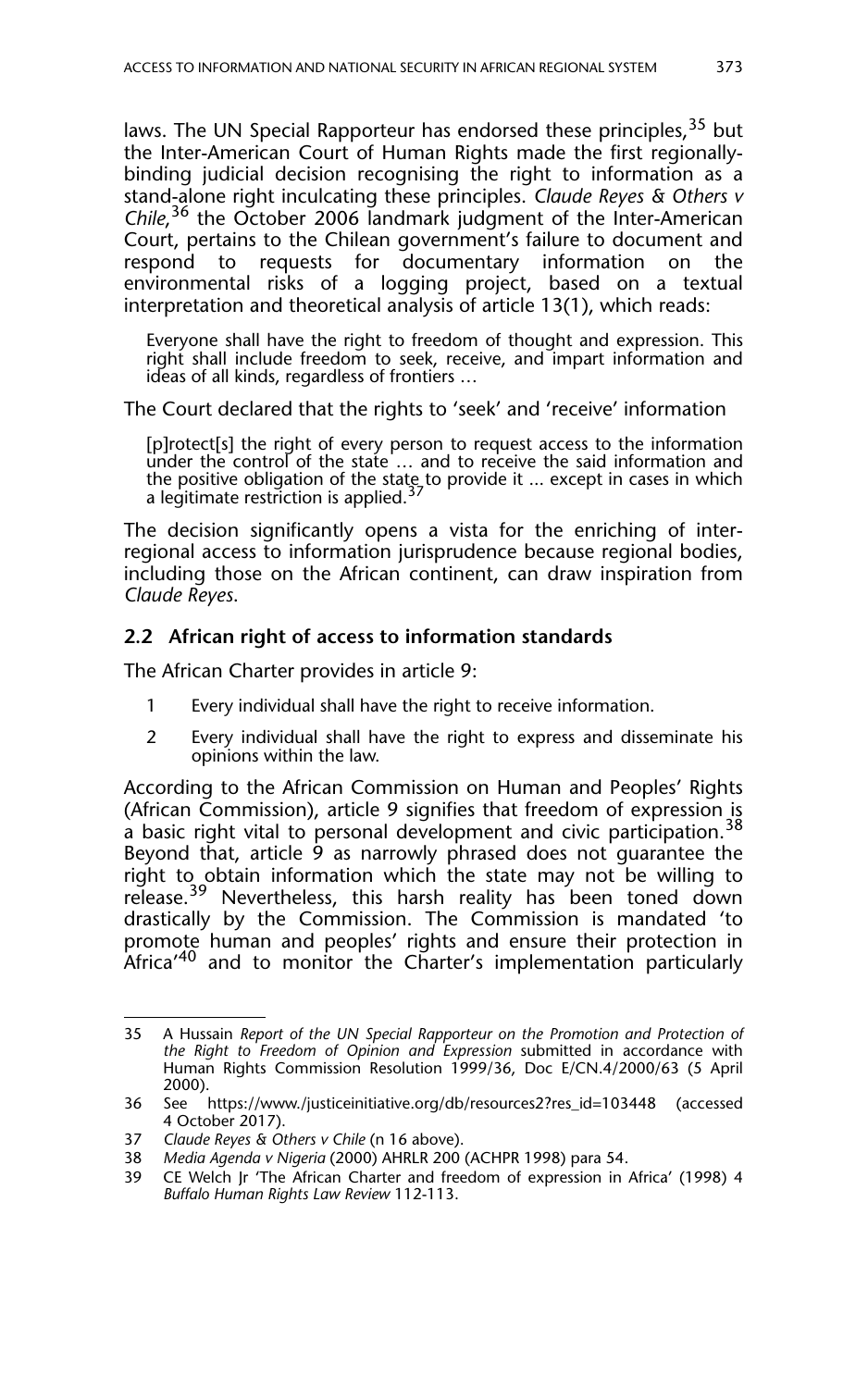laws. The UN Special Rapporteur has endorsed these principles,[35] but the Inter-American Court of Human Rights made the first regionally-binding judicial decision recognising the right to information as a stand-alone right inculcating these principles. *Claude Reyes & Others v Chile*,[36] the October 2006 landmark judgment of the Inter-American Court, pertains to the Chilean government's failure to document and respond to requests for documentary information on the environmental risks of a logging project, based on a textual interpretation and theoretical analysis of article 13(1), which reads:

> Everyone shall have the right to freedom of thought and expression. This right shall include freedom to seek, receive, and impart information and ideas of all kinds, regardless of frontiers …

The Court declared that the rights to 'seek' and 'receive' information

> [p]rotect[s] the right of every person to request access to the information under the control of the state … and to receive the said information and the positive obligation of the state to provide it ... except in cases in which a legitimate restriction is applied.[37]

The decision significantly opens a vista for the enriching of inter-regional access to information jurisprudence because regional bodies, including those on the African continent, can draw inspiration from *Claude Reyes*.

## 2.2 African right of access to information standards

The African Charter provides in article 9:

1. Every individual shall have the right to receive information.
2. Every individual shall have the right to express and disseminate his opinions within the law.

According to the African Commission on Human and Peoples' Rights (African Commission), article 9 signifies that freedom of expression is a basic right vital to personal development and civic participation.[38] Beyond that, article 9 as narrowly phrased does not guarantee the right to obtain information which the state may not be willing to release.[39] Nevertheless, this harsh reality has been toned down drastically by the Commission. The Commission is mandated 'to promote human and peoples' rights and ensure their protection in Africa'[40] and to monitor the Charter's implementation particularly

---

35 A Hussain *Report of the UN Special Rapporteur on the Promotion and Protection of the Right to Freedom of Opinion and Expression* submitted in accordance with Human Rights Commission Resolution 1999/36, Doc E/CN.4/2000/63 (5 April 2000).

36 See https://www./justiceinitiative.org/db/resources2?res_id=103448 (accessed 4 October 2017).

37 *Claude Reyes & Others v Chile* (n 16 above).

38 *Media Agenda v Nigeria* (2000) AHRLR 200 (ACHPR 1998) para 54.

39 CE Welch Jr 'The African Charter and freedom of expression in Africa' (1998) 4 *Buffalo Human Rights Law Review* 112-113.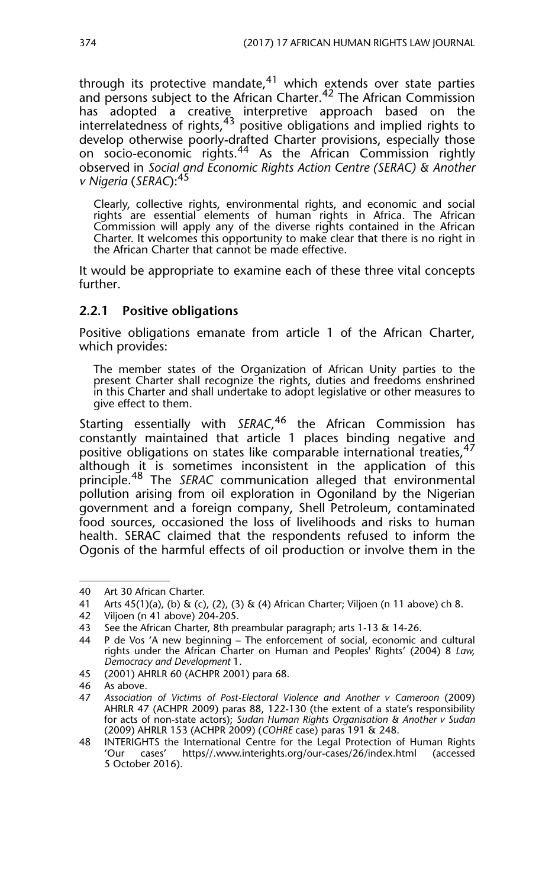through its protective mandate,[41] which extends over state parties and persons subject to the African Charter.[42] The African Commission has adopted a creative interpretive approach based on the interrelatedness of rights,[43] positive obligations and implied rights to develop otherwise poorly-drafted Charter provisions, especially those on socio-economic rights.[44] As the African Commission rightly observed in *Social and Economic Rights Action Centre (SERAC) & Another v Nigeria* (*SERAC*):[45]

> Clearly, collective rights, environmental rights, and economic and social rights are essential elements of human rights in Africa. The African Commission will apply any of the diverse rights contained in the African Charter. It welcomes this opportunity to make clear that there is no right in the African Charter that cannot be made effective.

It would be appropriate to examine each of these three vital concepts further.

### 2.2.1 Positive obligations

Positive obligations emanate from article 1 of the African Charter, which provides:

> The member states of the Organization of African Unity parties to the present Charter shall recognize the rights, duties and freedoms enshrined in this Charter and shall undertake to adopt legislative or other measures to give effect to them.

Starting essentially with *SERAC*,[46] the African Commission has constantly maintained that article 1 places binding negative and positive obligations on states like comparable international treaties,[47] although it is sometimes inconsistent in the application of this principle.[48] The *SERAC* communication alleged that environmental pollution arising from oil exploration in Ogoniland by the Nigerian government and a foreign company, Shell Petroleum, contaminated food sources, occasioned the loss of livelihoods and risks to human health. SERAC claimed that the respondents refused to inform the Ogonis of the harmful effects of oil production or involve them in the

---

40 Art 30 African Charter.

41 Arts 45(1)(a), (b) & (c), (2), (3) & (4) African Charter; Viljoen (n 11 above) ch 8.

42 Viljoen (n 41 above) 204-205.

43 See the African Charter, 8th preambular paragraph; arts 1-13 & 14-26.

44 P de Vos 'A new beginning – The enforcement of social, economic and cultural rights under the African Charter on Human and Peoples' Rights' (2004) 8 *Law, Democracy and Development* 1.

45 (2001) AHRLR 60 (ACHPR 2001) para 68.

46 As above.

47 *Association of Victims of Post-Electoral Violence and Another v Cameroon* (2009) AHRLR 47 (ACHPR 2009) paras 88, 122-130 (the extent of a state's responsibility for acts of non-state actors); *Sudan Human Rights Organisation & Another v Sudan* (2009) AHRLR 153 (ACHPR 2009) (*COHRE* case) paras 191 & 248.

48 INTERIGHTS the International Centre for the Legal Protection of Human Rights 'Our cases' https//.www.interights.org/our-cases/26/index.html (accessed 5 October 2016).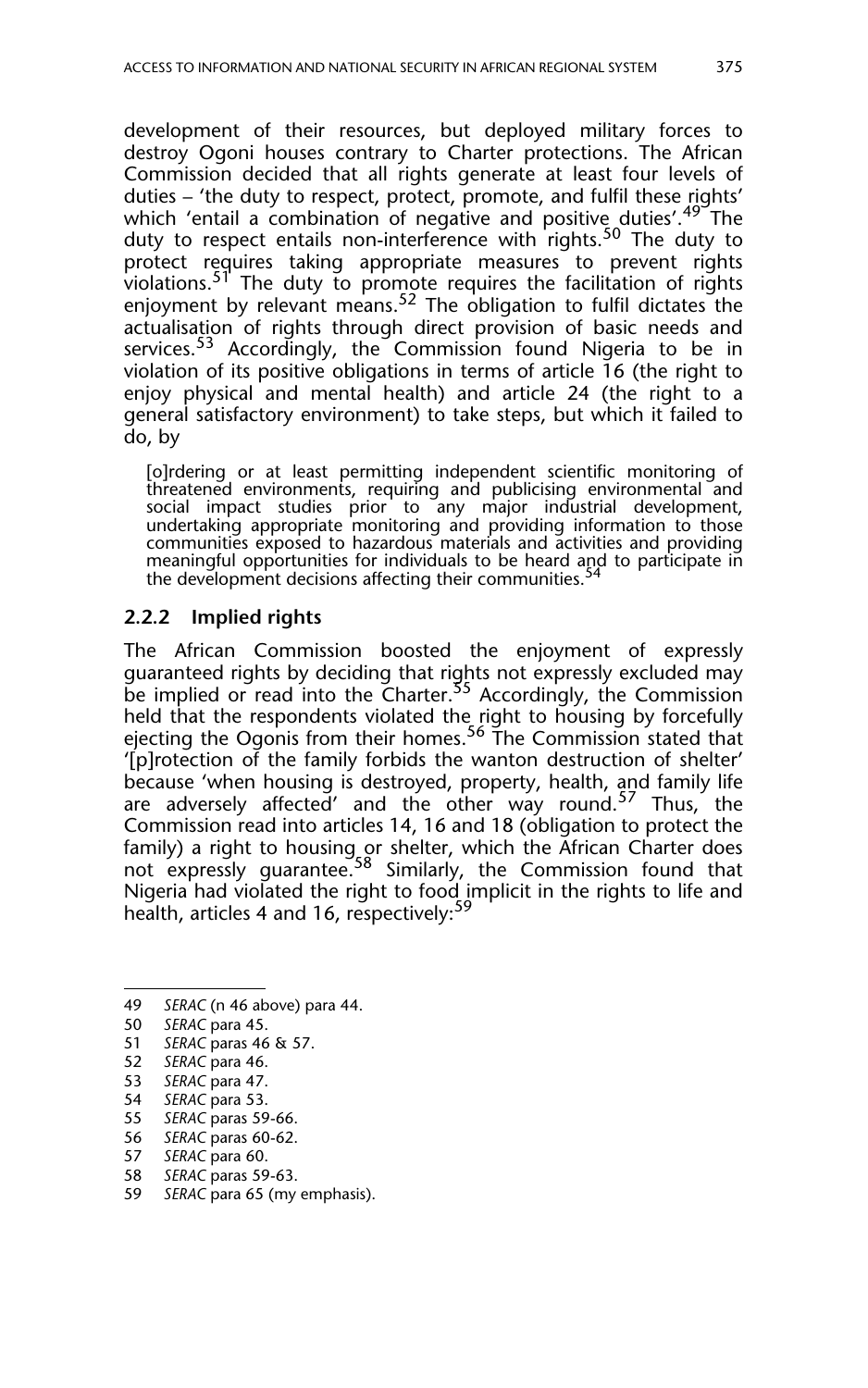development of their resources, but deployed military forces to destroy Ogoni houses contrary to Charter protections. The African Commission decided that all rights generate at least four levels of duties – 'the duty to respect, protect, promote, and fulfil these rights' which 'entail a combination of negative and positive duties'.[49] The duty to respect entails non-interference with rights.[50] The duty to protect requires taking appropriate measures to prevent rights violations.[51] The duty to promote requires the facilitation of rights enjoyment by relevant means.[52] The obligation to fulfil dictates the actualisation of rights through direct provision of basic needs and services.[53] Accordingly, the Commission found Nigeria to be in violation of its positive obligations in terms of article 16 (the right to enjoy physical and mental health) and article 24 (the right to a general satisfactory environment) to take steps, but which it failed to do, by

> [o]rdering or at least permitting independent scientific monitoring of threatened environments, requiring and publicising environmental and social impact studies prior to any major industrial development, undertaking appropriate monitoring and providing information to those communities exposed to hazardous materials and activities and providing meaningful opportunities for individuals to be heard and to participate in the development decisions affecting their communities.[54]

### 2.2.2 Implied rights

The African Commission boosted the enjoyment of expressly guaranteed rights by deciding that rights not expressly excluded may be implied or read into the Charter.[55] Accordingly, the Commission held that the respondents violated the right to housing by forcefully ejecting the Ogonis from their homes.[56] The Commission stated that '[p]rotection of the family forbids the wanton destruction of shelter' because 'when housing is destroyed, property, health, and family life are adversely affected' and the other way round.[57] Thus, the Commission read into articles 14, 16 and 18 (obligation to protect the family) a right to housing or shelter, which the African Charter does not expressly guarantee.[58] Similarly, the Commission found that Nigeria had violated the right to food implicit in the rights to life and health, articles 4 and 16, respectively:[59]

---

49 *SERAC* (n 46 above) para 44.

50 *SERAC* para 45.

51 *SERAC* paras 46 & 57.

52 *SERAC* para 46.

53 *SERAC* para 47.

54 *SERAC* para 53.

55 *SERAC* paras 59-66.

56 *SERAC* paras 60-62.

57 *SERAC* para 60.

58 *SERAC* paras 59-63.

59 *SERAC* para 65 (my emphasis).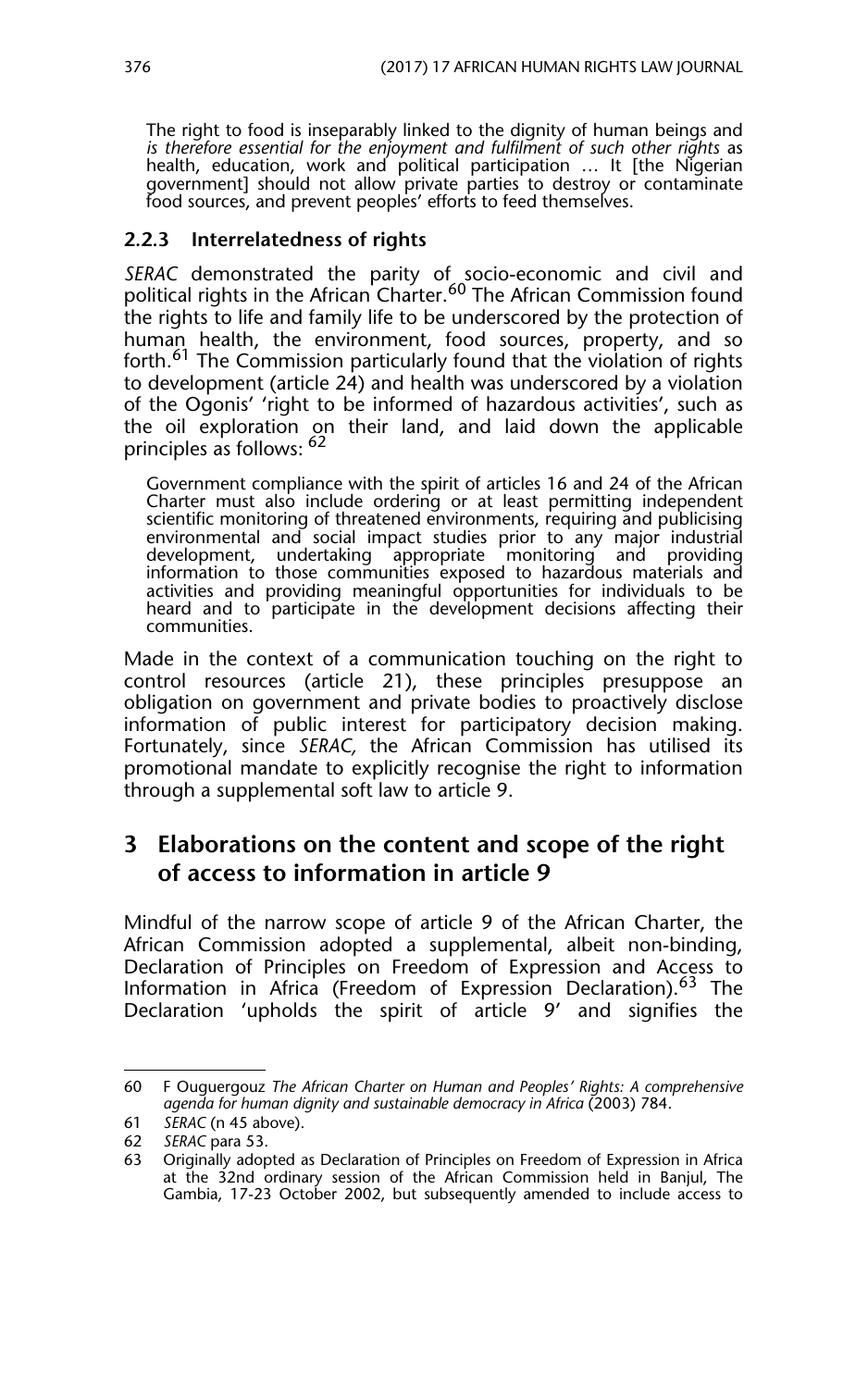> The right to food is inseparably linked to the dignity of human beings and *is therefore essential for the enjoyment and fulfilment of such other rights* as health, education, work and political participation … It [the Nigerian government] should not allow private parties to destroy or contaminate food sources, and prevent peoples' efforts to feed themselves.

### 2.2.3 Interrelatedness of rights

*SERAC* demonstrated the parity of socio-economic and civil and political rights in the African Charter.[60] The African Commission found the rights to life and family life to be underscored by the protection of human health, the environment, food sources, property, and so forth.[61] The Commission particularly found that the violation of rights to development (article 24) and health was underscored by a violation of the Ogonis' 'right to be informed of hazardous activities', such as the oil exploration on their land, and laid down the applicable principles as follows: [62]

> Government compliance with the spirit of articles 16 and 24 of the African Charter must also include ordering or at least permitting independent scientific monitoring of threatened environments, requiring and publicising environmental and social impact studies prior to any major industrial development, undertaking appropriate monitoring and providing information to those communities exposed to hazardous materials and activities and providing meaningful opportunities for individuals to be heard and to participate in the development decisions affecting their communities.

Made in the context of a communication touching on the right to control resources (article 21), these principles presuppose an obligation on government and private bodies to proactively disclose information of public interest for participatory decision making. Fortunately, since *SERAC*, the African Commission has utilised its promotional mandate to explicitly recognise the right to information through a supplemental soft law to article 9.

## 3 Elaborations on the content and scope of the right of access to information in article 9

Mindful of the narrow scope of article 9 of the African Charter, the African Commission adopted a supplemental, albeit non-binding, Declaration of Principles on Freedom of Expression and Access to Information in Africa (Freedom of Expression Declaration).[63] The Declaration 'upholds the spirit of article 9' and signifies the

---

60 F Ouguergouz *The African Charter on Human and Peoples' Rights: A comprehensive agenda for human dignity and sustainable democracy in Africa* (2003) 784.

61 *SERAC* (n 45 above).

62 *SERAC* para 53.

63 Originally adopted as Declaration of Principles on Freedom of Expression in Africa at the 32nd ordinary session of the African Commission held in Banjul, The Gambia, 17-23 October 2002, but subsequently amended to include access to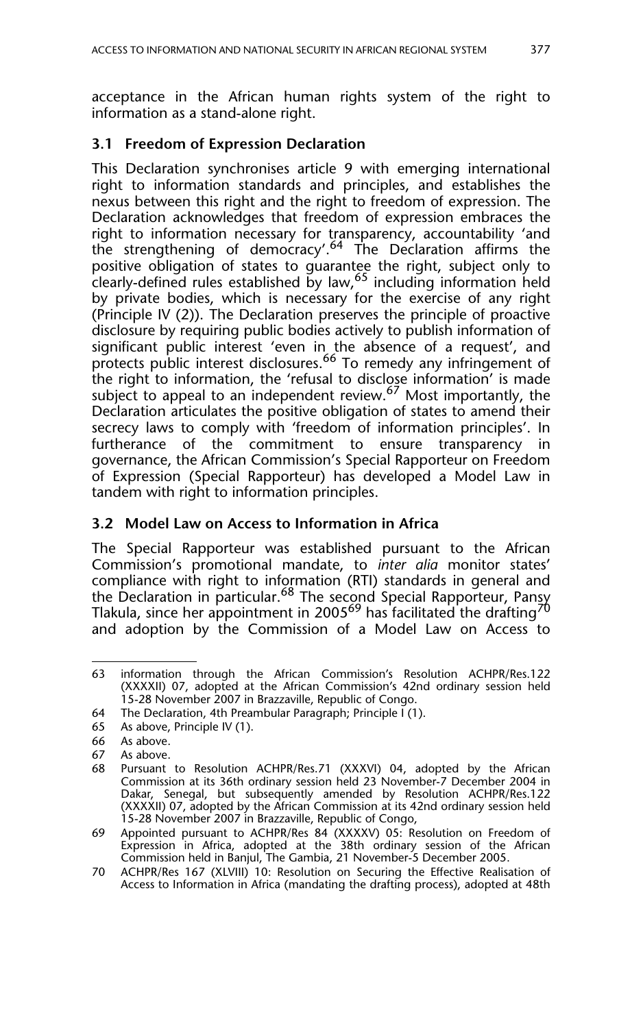acceptance in the African human rights system of the right to information as a stand-alone right.

### 3.1 Freedom of Expression Declaration

This Declaration synchronises article 9 with emerging international right to information standards and principles, and establishes the nexus between this right and the right to freedom of expression. The Declaration acknowledges that freedom of expression embraces the right to information necessary for transparency, accountability 'and the strengthening of democracy'.[64] The Declaration affirms the positive obligation of states to guarantee the right, subject only to clearly-defined rules established by law,[65] including information held by private bodies, which is necessary for the exercise of any right (Principle IV (2)). The Declaration preserves the principle of proactive disclosure by requiring public bodies actively to publish information of significant public interest 'even in the absence of a request', and protects public interest disclosures.[66] To remedy any infringement of the right to information, the 'refusal to disclose information' is made subject to appeal to an independent review.[67] Most importantly, the Declaration articulates the positive obligation of states to amend their secrecy laws to comply with 'freedom of information principles'. In furtherance of the commitment to ensure transparency in governance, the African Commission's Special Rapporteur on Freedom of Expression (Special Rapporteur) has developed a Model Law in tandem with right to information principles.

### 3.2 Model Law on Access to Information in Africa

The Special Rapporteur was established pursuant to the African Commission's promotional mandate, to *inter alia* monitor states' compliance with right to information (RTI) standards in general and the Declaration in particular.[68] The second Special Rapporteur, Pansy Tlakula, since her appointment in 2005[69] has facilitated the drafting[70] and adoption by the Commission of a Model Law on Access to

---

63 information through the African Commission's Resolution ACHPR/Res.122 (XXXXII) 07, adopted at the African Commission's 42nd ordinary session held 15-28 November 2007 in Brazzaville, Republic of Congo.

64 The Declaration, 4th Preambular Paragraph; Principle I (1).

65 As above, Principle IV (1).

66 As above.

67 As above.

68 Pursuant to Resolution ACHPR/Res.71 (XXXVI) 04, adopted by the African Commission at its 36th ordinary session held 23 November-7 December 2004 in Dakar, Senegal, but subsequently amended by Resolution ACHPR/Res.122 (XXXXII) 07, adopted by the African Commission at its 42nd ordinary session held 15-28 November 2007 in Brazzaville, Republic of Congo,

69 Appointed pursuant to ACHPR/Res 84 (XXXVI) 05: Resolution on Freedom of Expression in Africa, adopted at the 38th ordinary session of the African Commission held in Banjul, The Gambia, 21 November-5 December 2005.

70 ACHPR/Res 167 (XLVIII) 10: Resolution on Securing the Effective Realisation of Access to Information in Africa (mandating the drafting process), adopted at 48th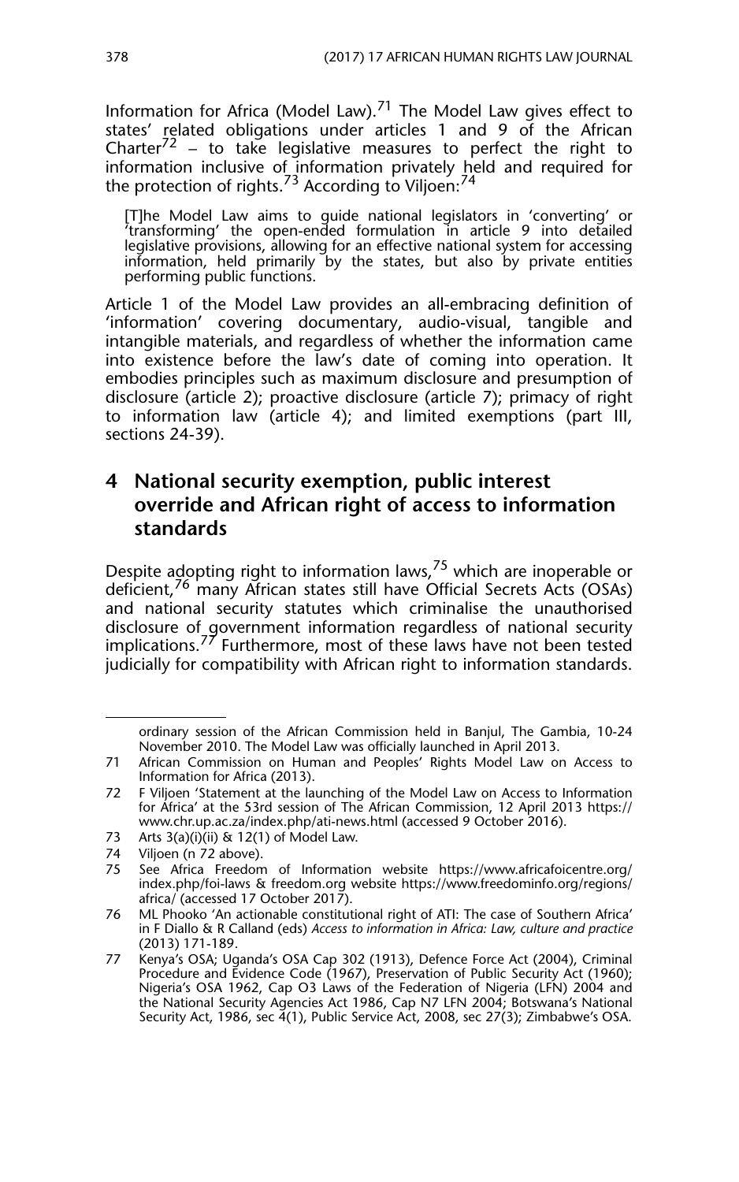Information for Africa (Model Law).[71] The Model Law gives effect to states' related obligations under articles 1 and 9 of the African Charter[72] – to take legislative measures to perfect the right to information inclusive of information privately held and required for the protection of rights.[73] According to Viljoen:[74]

> [T]he Model Law aims to guide national legislators in 'converting' or 'transforming' the open-ended formulation in article 9 into detailed legislative provisions, allowing for an effective national system for accessing information, held primarily by the states, but also by private entities performing public functions.

Article 1 of the Model Law provides an all-embracing definition of 'information' covering documentary, audio-visual, tangible and intangible materials, and regardless of whether the information came into existence before the law's date of coming into operation. It embodies principles such as maximum disclosure and presumption of disclosure (article 2); proactive disclosure (article 7); primacy of right to information law (article 4); and limited exemptions (part III, sections 24-39).

## 4 National security exemption, public interest override and African right of access to information standards

Despite adopting right to information laws,[75] which are inoperable or deficient,[76] many African states still have Official Secrets Acts (OSAs) and national security statutes which criminalise the unauthorised disclosure of government information regardless of national security implications.[77] Furthermore, most of these laws have not been tested judicially for compatibility with African right to information standards.

---

ordinary session of the African Commission held in Banjul, The Gambia, 10-24 November 2010. The Model Law was officially launched in April 2013.

71 African Commission on Human and Peoples' Rights Model Law on Access to Information for Africa (2013).

72 F Viljoen 'Statement at the launching of the Model Law on Access to Information for Africa' at the 53rd session of The African Commission, 12 April 2013 https://www.chr.up.ac.za/index.php/ati-news.html (accessed 9 October 2016).

73 Arts 3(a)(i)(ii) & 12(1) of Model Law.

74 Viljoen (n 72 above).

75 See Africa Freedom of Information website https://www.africafoicentre.org/index.php/foi-laws & freedom.org website https://www.freedominfo.org/regions/africa/ (accessed 17 October 2017).

76 ML Phooko 'An actionable constitutional right of ATI: The case of Southern Africa' in F Diallo & R Calland (eds) *Access to information in Africa: Law, culture and practice* (2013) 171-189.

77 Kenya's OSA; Uganda's OSA Cap 302 (1913), Defence Force Act (2004), Criminal Procedure and Evidence Code (1967), Preservation of Public Security Act (1960); Nigeria's OSA 1962, Cap O3 Laws of the Federation of Nigeria (LFN) 2004 and the National Security Agencies Act 1986, Cap N7 LFN 2004; Botswana's National Security Act, 1986, sec 4(1), Public Service Act, 2008, sec 27(3); Zimbabwe's OSA.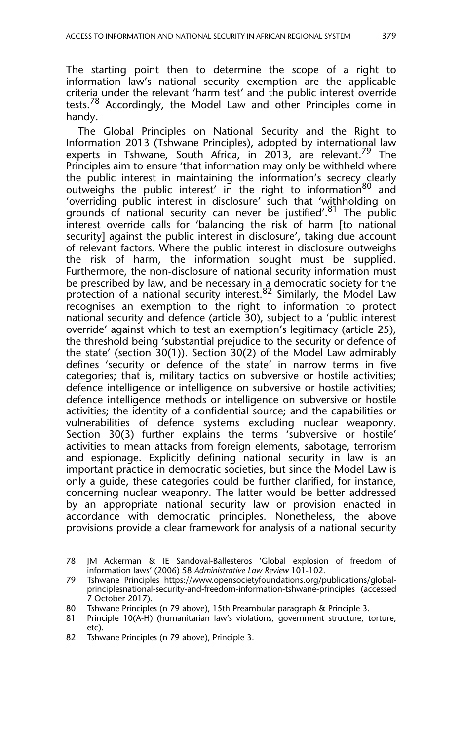The starting point then to determine the scope of a right to information law's national security exemption are the applicable criteria under the relevant 'harm test' and the public interest override tests.[78] Accordingly, the Model Law and other Principles come in handy.

The Global Principles on National Security and the Right to Information 2013 (Tshwane Principles), adopted by international law experts in Tshwane, South Africa, in 2013, are relevant.[79] The Principles aim to ensure 'that information may only be withheld where the public interest in maintaining the information's secrecy clearly outweighs the public interest' in the right to information[80] and 'overriding public interest in disclosure' such that 'withholding on grounds of national security can never be justified'.[81] The public interest override calls for 'balancing the risk of harm [to national security] against the public interest in disclosure', taking due account of relevant factors. Where the public interest in disclosure outweighs the risk of harm, the information sought must be supplied. Furthermore, the non-disclosure of national security information must be prescribed by law, and be necessary in a democratic society for the protection of a national security interest.[82] Similarly, the Model Law recognises an exemption to the right to information to protect national security and defence (article 30), subject to a 'public interest override' against which to test an exemption's legitimacy (article 25), the threshold being 'substantial prejudice to the security or defence of the state' (section 30(1)). Section 30(2) of the Model Law admirably defines 'security or defence of the state' in narrow terms in five categories; that is, military tactics on subversive or hostile activities; defence intelligence or intelligence on subversive or hostile activities; defence intelligence methods or intelligence on subversive or hostile activities; the identity of a confidential source; and the capabilities or vulnerabilities of defence systems excluding nuclear weaponry. Section 30(3) further explains the terms 'subversive or hostile' activities to mean attacks from foreign elements, sabotage, terrorism and espionage. Explicitly defining national security in law is an important practice in democratic societies, but since the Model Law is only a guide, these categories could be further clarified, for instance, concerning nuclear weaponry. The latter would be better addressed by an appropriate national security law or provision enacted in accordance with democratic principles. Nonetheless, the above provisions provide a clear framework for analysis of a national security

---

78 JM Ackerman & IE Sandoval-Ballesteros 'Global explosion of freedom of information laws' (2006) 58 *Administrative Law Review* 101-102.

79 Tshwane Principles https://www.opensocietyfoundations.org/publications/global-principlesnational-security-and-freedom-information-tshwane-principles (accessed 7 October 2017).

80 Tshwane Principles (n 79 above), 15th Preambular paragraph & Principle 3.

81 Principle 10(A-H) (humanitarian law's violations, government structure, torture, etc).

82 Tshwane Principles (n 79 above), Principle 3.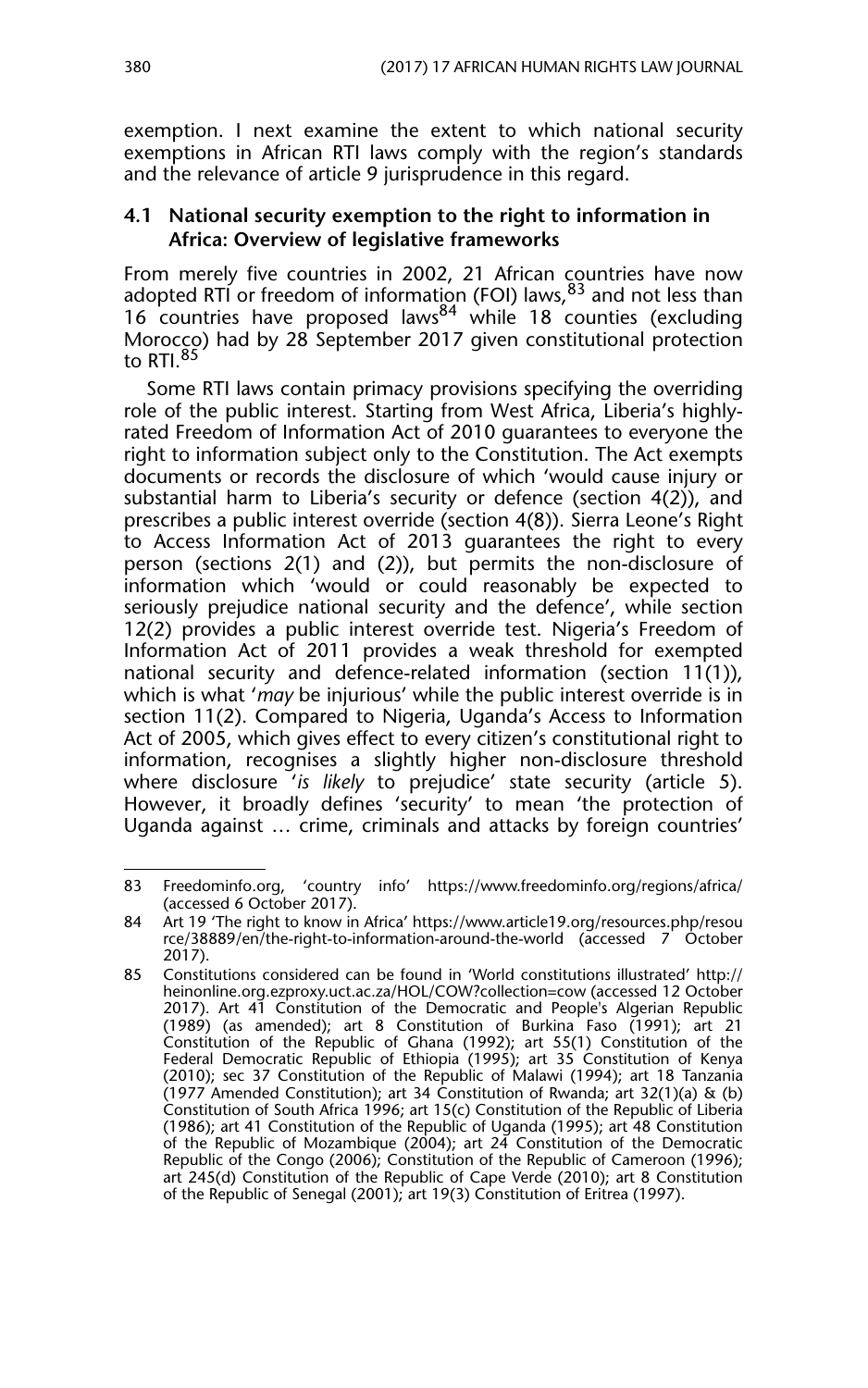exemption. I next examine the extent to which national security exemptions in African RTI laws comply with the region's standards and the relevance of article 9 jurisprudence in this regard.

### 4.1 National security exemption to the right to information in Africa: Overview of legislative frameworks

From merely five countries in 2002, 21 African countries have now adopted RTI or freedom of information (FOI) laws,[83] and not less than 16 countries have proposed laws[84] while 18 counties (excluding Morocco) had by 28 September 2017 given constitutional protection to RTI.[85]

Some RTI laws contain primacy provisions specifying the overriding role of the public interest. Starting from West Africa, Liberia's highly-rated Freedom of Information Act of 2010 guarantees to everyone the right to information subject only to the Constitution. The Act exempts documents or records the disclosure of which 'would cause injury or substantial harm to Liberia's security or defence (section 4(2)), and prescribes a public interest override (section 4(8)). Sierra Leone's Right to Access Information Act of 2013 guarantees the right to every person (sections 2(1) and (2)), but permits the non-disclosure of information which 'would or could reasonably be expected to seriously prejudice national security and the defence', while section 12(2) provides a public interest override test. Nigeria's Freedom of Information Act of 2011 provides a weak threshold for exempted national security and defence-related information (section 11(1)), which is what '*may* be injurious' while the public interest override is in section 11(2). Compared to Nigeria, Uganda's Access to Information Act of 2005, which gives effect to every citizen's constitutional right to information, recognises a slightly higher non-disclosure threshold where disclosure '*is likely* to prejudice' state security (article 5). However, it broadly defines 'security' to mean 'the protection of Uganda against … crime, criminals and attacks by foreign countries'

---

83 Freedominfo.org, 'country info' https://www.freedominfo.org/regions/africa/ (accessed 6 October 2017).

84 Art 19 'The right to know in Africa' https://www.article19.org/resources.php/resource/38889/en/the-right-to-information-around-the-world (accessed 7 October 2017).

85 Constitutions considered can be found in 'World constitutions illustrated' http://heinonline.org.ezproxy.uct.ac.za/HOL/COW?collection=cow (accessed 12 October 2017). Art 41 Constitution of the Democratic and People's Algerian Republic (1989) (as amended); art 8 Constitution of Burkina Faso (1991); art 21 Constitution of the Republic of Ghana (1992); art 55(1) Constitution of the Federal Democratic Republic of Ethiopia (1995); art 35 Constitution of Kenya (2010); sec 37 Constitution of the Republic of Malawi (1994); art 18 Tanzania (1977 Amended Constitution); art 34 Constitution of Rwanda; art 32(1)(a) & (b) Constitution of South Africa 1996; art 15(c) Constitution of the Republic of Liberia (1986); art 41 Constitution of the Republic of Uganda (1995); art 48 Constitution of the Republic of Mozambique (2004); art 24 Constitution of the Democratic Republic of the Congo (2006); Constitution of the Republic of Cameroon (1996); art 245(d) Constitution of the Republic of Cape Verde (2010); art 8 Constitution of the Republic of Senegal (2001); art 19(3) Constitution of Eritrea (1997).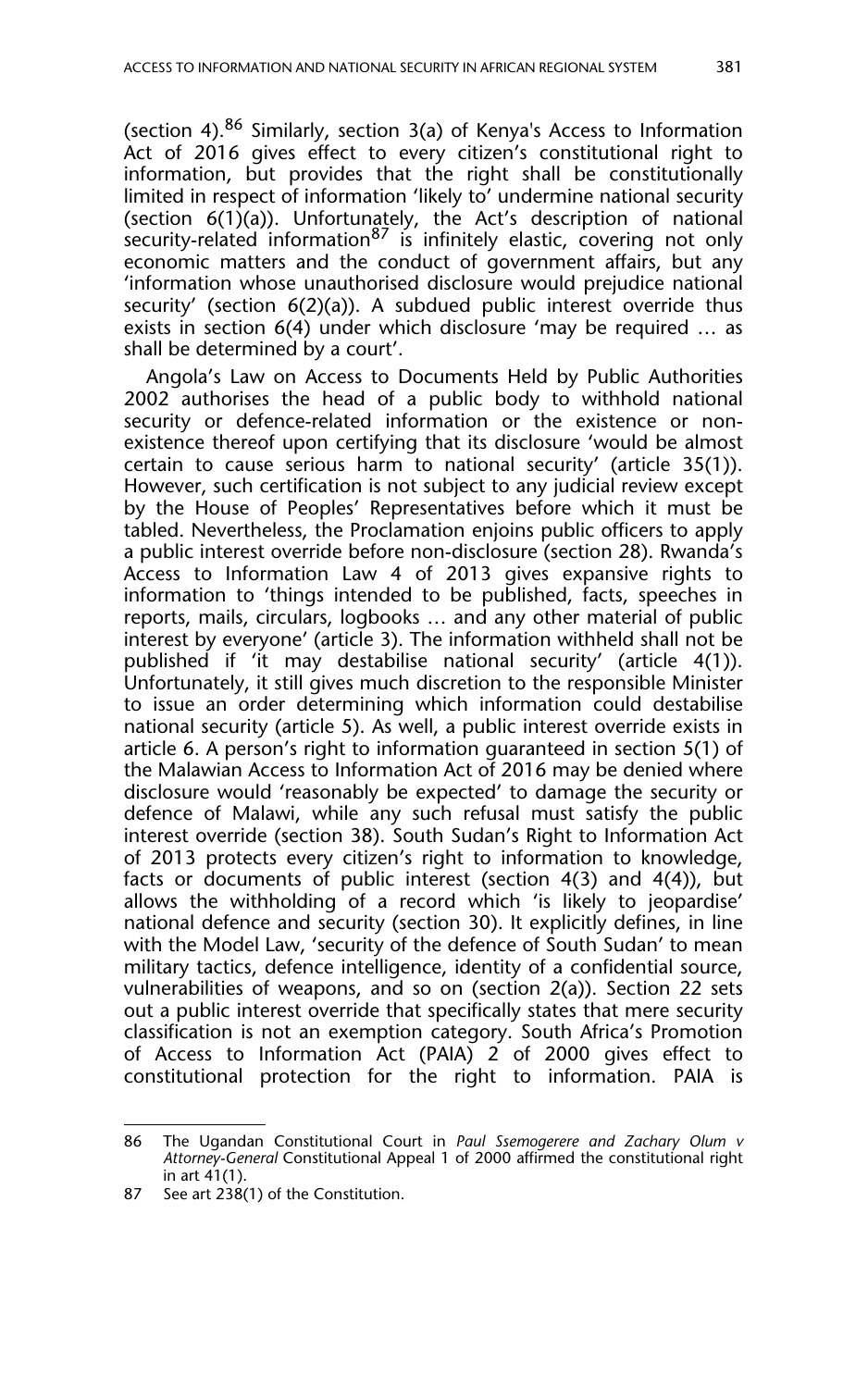(section 4).[86] Similarly, section 3(a) of Kenya's Access to Information Act of 2016 gives effect to every citizen's constitutional right to information, but provides that the right shall be constitutionally limited in respect of information 'likely to' undermine national security (section 6(1)(a)). Unfortunately, the Act's description of national security-related information[87] is infinitely elastic, covering not only economic matters and the conduct of government affairs, but any 'information whose unauthorised disclosure would prejudice national security' (section 6(2)(a)). A subdued public interest override thus exists in section 6(4) under which disclosure 'may be required … as shall be determined by a court'.

Angola's Law on Access to Documents Held by Public Authorities 2002 authorises the head of a public body to withhold national security or defence-related information or the existence or non-existence thereof upon certifying that its disclosure 'would be almost certain to cause serious harm to national security' (article 35(1)). However, such certification is not subject to any judicial review except by the House of Peoples' Representatives before which it must be tabled. Nevertheless, the Proclamation enjoins public officers to apply a public interest override before non-disclosure (section 28). Rwanda's Access to Information Law 4 of 2013 gives expansive rights to information to 'things intended to be published, facts, speeches in reports, mails, circulars, logbooks … and any other material of public interest by everyone' (article 3). The information withheld shall not be published if 'it may destabilise national security' (article 4(1)). Unfortunately, it still gives much discretion to the responsible Minister to issue an order determining which information could destabilise national security (article 5). As well, a public interest override exists in article 6. A person's right to information guaranteed in section 5(1) of the Malawian Access to Information Act of 2016 may be denied where disclosure would 'reasonably be expected' to damage the security or defence of Malawi, while any such refusal must satisfy the public interest override (section 38). South Sudan's Right to Information Act of 2013 protects every citizen's right to information to knowledge, facts or documents of public interest (section 4(3) and 4(4)), but allows the withholding of a record which 'is likely to jeopardise' national defence and security (section 30). It explicitly defines, in line with the Model Law, 'security of the defence of South Sudan' to mean military tactics, defence intelligence, identity of a confidential source, vulnerabilities of weapons, and so on (section 2(a)). Section 22 sets out a public interest override that specifically states that mere security classification is not an exemption category. South Africa's Promotion of Access to Information Act (PAIA) 2 of 2000 gives effect to constitutional protection for the right to information. PAIA is

---

86 The Ugandan Constitutional Court in *Paul Ssemogerere and Zachary Olum v Attorney-General* Constitutional Appeal 1 of 2000 affirmed the constitutional right in art 41(1).

87 See art 238(1) of the Constitution.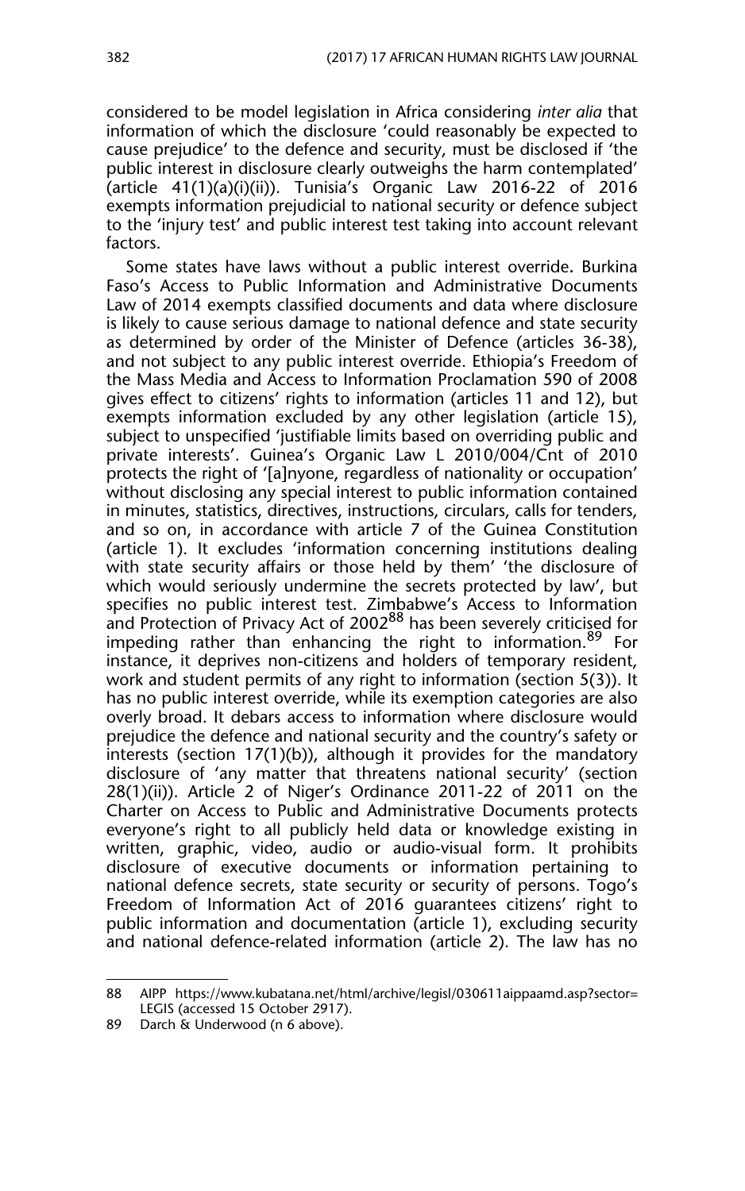considered to be model legislation in Africa considering *inter alia* that information of which the disclosure 'could reasonably be expected to cause prejudice' to the defence and security, must be disclosed if 'the public interest in disclosure clearly outweighs the harm contemplated' (article 41(1)(a)(i)(ii)). Tunisia's Organic Law 2016-22 of 2016 exempts information prejudicial to national security or defence subject to the 'injury test' and public interest test taking into account relevant factors.

Some states have laws without a public interest override. Burkina Faso's Access to Public Information and Administrative Documents Law of 2014 exempts classified documents and data where disclosure is likely to cause serious damage to national defence and state security as determined by order of the Minister of Defence (articles 36-38), and not subject to any public interest override. Ethiopia's Freedom of the Mass Media and Access to Information Proclamation 590 of 2008 gives effect to citizens' rights to information (articles 11 and 12), but exempts information excluded by any other legislation (article 15), subject to unspecified 'justifiable limits based on overriding public and private interests'. Guinea's Organic Law L 2010/004/Cnt of 2010 protects the right of '[a]nyone, regardless of nationality or occupation' without disclosing any special interest to public information contained in minutes, statistics, directives, instructions, circulars, calls for tenders, and so on, in accordance with article 7 of the Guinea Constitution (article 1). It excludes 'information concerning institutions dealing with state security affairs or those held by them' 'the disclosure of which would seriously undermine the secrets protected by law', but specifies no public interest test. Zimbabwe's Access to Information and Protection of Privacy Act of 2002[88] has been severely criticised for impeding rather than enhancing the right to information.[89] For instance, it deprives non-citizens and holders of temporary resident, work and student permits of any right to information (section 5(3)). It has no public interest override, while its exemption categories are also overly broad. It debars access to information where disclosure would prejudice the defence and national security and the country's safety or interests (section 17(1)(b)), although it provides for the mandatory disclosure of 'any matter that threatens national security' (section 28(1)(ii)). Article 2 of Niger's Ordinance 2011-22 of 2011 on the Charter on Access to Public and Administrative Documents protects everyone's right to all publicly held data or knowledge existing in written, graphic, video, audio or audio-visual form. It prohibits disclosure of executive documents or information pertaining to national defence secrets, state security or security of persons. Togo's Freedom of Information Act of 2016 guarantees citizens' right to public information and documentation (article 1), excluding security and national defence-related information (article 2). The law has no

---

88 AIPP https://www.kubatana.net/html/archive/legisl/030611aippaamd.asp?sector=LEGIS (accessed 15 October 2917).

89 Darch & Underwood (n 6 above).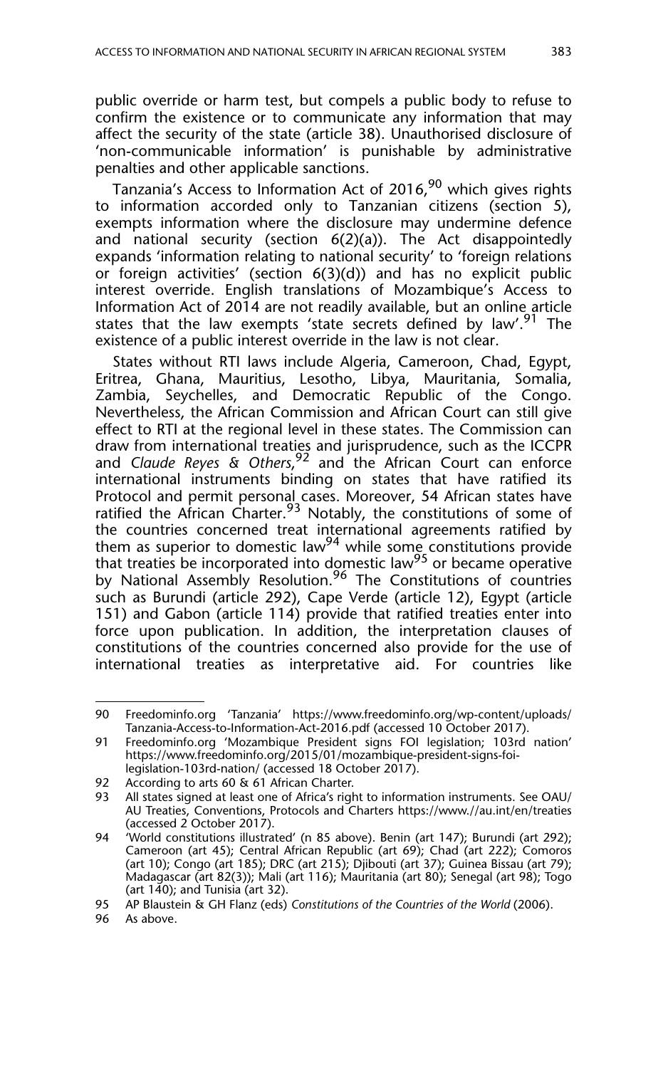public override or harm test, but compels a public body to refuse to confirm the existence or to communicate any information that may affect the security of the state (article 38). Unauthorised disclosure of 'non-communicable information' is punishable by administrative penalties and other applicable sanctions.

Tanzania's Access to Information Act of 2016,[90] which gives rights to information accorded only to Tanzanian citizens (section 5), exempts information where the disclosure may undermine defence and national security (section 6(2)(a)). The Act disappointedly expands 'information relating to national security' to 'foreign relations or foreign activities' (section 6(3)(d)) and has no explicit public interest override. English translations of Mozambique's Access to Information Act of 2014 are not readily available, but an online article states that the law exempts 'state secrets defined by law'.[91] The existence of a public interest override in the law is not clear.

States without RTI laws include Algeria, Cameroon, Chad, Egypt, Eritrea, Ghana, Mauritius, Lesotho, Libya, Mauritania, Somalia, Zambia, Seychelles, and Democratic Republic of the Congo. Nevertheless, the African Commission and African Court can still give effect to RTI at the regional level in these states. The Commission can draw from international treaties and jurisprudence, such as the ICCPR and *Claude Reyes & Others*,[92] and the African Court can enforce international instruments binding on states that have ratified its Protocol and permit personal cases. Moreover, 54 African states have ratified the African Charter.[93] Notably, the constitutions of some of the countries concerned treat international agreements ratified by them as superior to domestic law[94] while some constitutions provide that treaties be incorporated into domestic law[95] or became operative by National Assembly Resolution.[96] The Constitutions of countries such as Burundi (article 292), Cape Verde (article 12), Egypt (article 151) and Gabon (article 114) provide that ratified treaties enter into force upon publication. In addition, the interpretation clauses of constitutions of the countries concerned also provide for the use of international treaties as interpretative aid. For countries like

---

90 Freedominfo.org 'Tanzania' https://www.freedominfo.org/wp-content/uploads/Tanzania-Access-to-Information-Act-2016.pdf (accessed 10 October 2017).

91 Freedominfo.org 'Mozambique President signs FOI legislation; 103rd nation' https://www.freedominfo.org/2015/01/mozambique-president-signs-foi-legislation-103rd-nation/ (accessed 18 October 2017).

92 According to arts 60 & 61 African Charter.

93 All states signed at least one of Africa's right to information instruments. See OAU/AU Treaties, Conventions, Protocols and Charters https://www.//au.int/en/treaties (accessed 2 October 2017).

94 'World constitutions illustrated' (n 85 above). Benin (art 147); Burundi (art 292); Cameroon (art 45); Central African Republic (art 69); Chad (art 222); Comoros (art 10); Congo (art 185); DRC (art 215); Djibouti (art 37); Guinea Bissau (art 79); Madagascar (art 82(3)); Mali (art 116); Mauritania (art 80); Senegal (art 98); Togo (art 140); and Tunisia (art 32).

95 AP Blaustein & GH Flanz (eds) *Constitutions of the Countries of the World* (2006).

96 As above.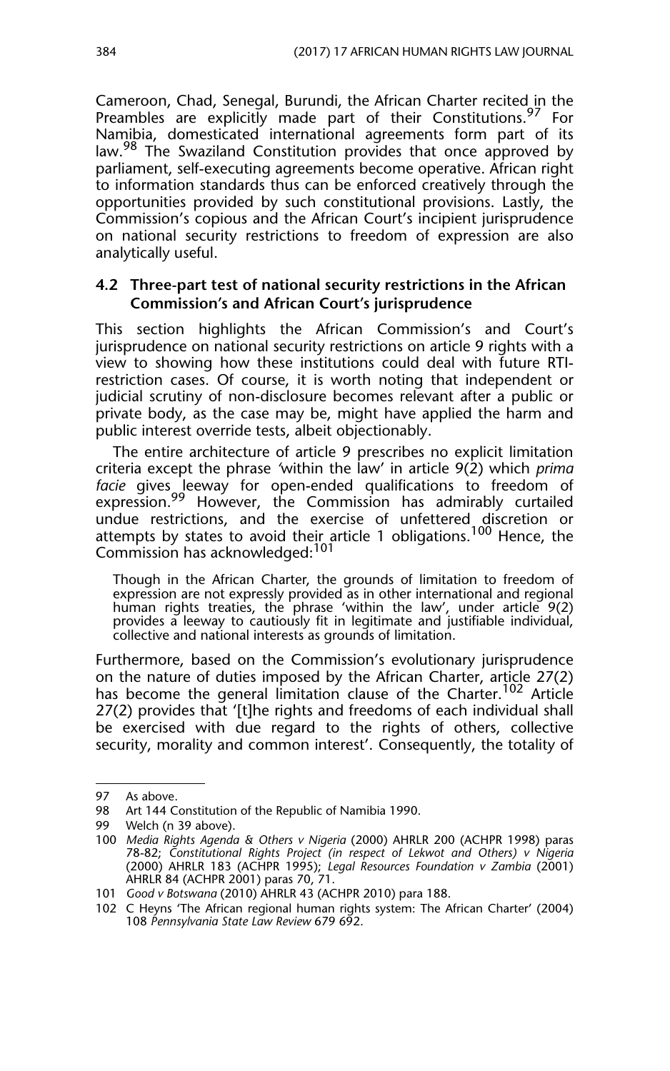Cameroon, Chad, Senegal, Burundi, the African Charter recited in the Preambles are explicitly made part of their Constitutions.[97] For Namibia, domesticated international agreements form part of its law.[98] The Swaziland Constitution provides that once approved by parliament, self-executing agreements become operative. African right to information standards thus can be enforced creatively through the opportunities provided by such constitutional provisions. Lastly, the Commission's copious and the African Court's incipient jurisprudence on national security restrictions to freedom of expression are also analytically useful.

### 4.2 Three-part test of national security restrictions in the African Commission's and African Court's jurisprudence

This section highlights the African Commission's and Court's jurisprudence on national security restrictions on article 9 rights with a view to showing how these institutions could deal with future RTI-restriction cases. Of course, it is worth noting that independent or judicial scrutiny of non-disclosure becomes relevant after a public or private body, as the case may be, might have applied the harm and public interest override tests, albeit objectionably.

The entire architecture of article 9 prescribes no explicit limitation criteria except the phrase 'within the law' in article 9(2) which *prima facie* gives leeway for open-ended qualifications to freedom of expression.[99] However, the Commission has admirably curtailed undue restrictions, and the exercise of unfettered discretion or attempts by states to avoid their article 1 obligations.[100] Hence, the Commission has acknowledged:[101]

> Though in the African Charter, the grounds of limitation to freedom of expression are not expressly provided as in other international and regional human rights treaties, the phrase 'within the law', under article 9(2) provides a leeway to cautiously fit in legitimate and justifiable individual, collective and national interests as grounds of limitation.

Furthermore, based on the Commission's evolutionary jurisprudence on the nature of duties imposed by the African Charter, article 27(2) has become the general limitation clause of the Charter.[102] Article 27(2) provides that '[t]he rights and freedoms of each individual shall be exercised with due regard to the rights of others, collective security, morality and common interest'. Consequently, the totality of

---

97 As above.

98 Art 144 Constitution of the Republic of Namibia 1990.

99 Welch (n 39 above).

100 *Media Rights Agenda & Others v Nigeria* (2000) AHRLR 200 (ACHPR 1998) paras 78-82; *Constitutional Rights Project (in respect of Lekwot and Others) v Nigeria* (2000) AHRLR 183 (ACHPR 1995); *Legal Resources Foundation v Zambia* (2001) AHRLR 84 (ACHPR 2001) paras 70, 71.

101 *Good v Botswana* (2010) AHRLR 43 (ACHPR 2010) para 188.

102 C Heyns 'The African regional human rights system: The African Charter' (2004) 108 *Pennsylvania State Law Review* 679 692.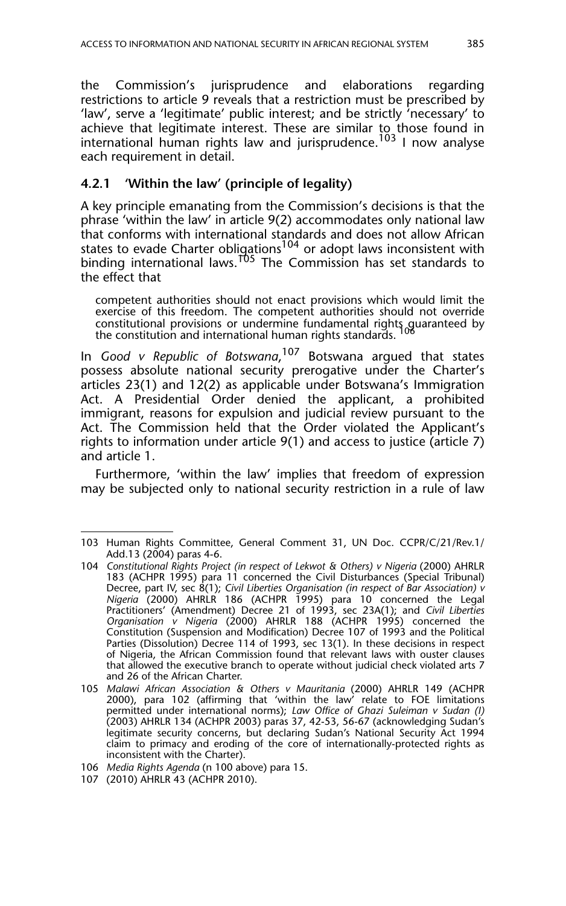the Commission's jurisprudence and elaborations regarding restrictions to article 9 reveals that a restriction must be prescribed by 'law', serve a 'legitimate' public interest; and be strictly 'necessary' to achieve that legitimate interest. These are similar to those found in international human rights law and jurisprudence.[103] I now analyse each requirement in detail.

### 4.2.1 'Within the law' (principle of legality)

A key principle emanating from the Commission's decisions is that the phrase 'within the law' in article 9(2) accommodates only national law that conforms with international standards and does not allow African states to evade Charter obligations[104] or adopt laws inconsistent with binding international laws.[105] The Commission has set standards to the effect that

> competent authorities should not enact provisions which would limit the exercise of this freedom. The competent authorities should not override constitutional provisions or undermine fundamental rights guaranteed by the constitution and international human rights standards.[106]

In *Good v Republic of Botswana*,[107] Botswana argued that states possess absolute national security prerogative under the Charter's articles 23(1) and 12(2) as applicable under Botswana's Immigration Act. A Presidential Order denied the applicant, a prohibited immigrant, reasons for expulsion and judicial review pursuant to the Act. The Commission held that the Order violated the Applicant's rights to information under article 9(1) and access to justice (article 7) and article 1.

Furthermore, 'within the law' implies that freedom of expression may be subjected only to national security restriction in a rule of law

---

103 Human Rights Committee, General Comment 31, UN Doc. CCPR/C/21/Rev.1/Add.13 (2004) paras 4-6.

104 *Constitutional Rights Project (in respect of Lekwot & Others) v Nigeria* (2000) AHRLR 183 (ACHPR 1995) para 11 concerned the Civil Disturbances (Special Tribunal) Decree, part IV, sec 8(1); *Civil Liberties Organisation (in respect of Bar Association) v Nigeria* (2000) AHRLR 186 (ACHPR 1995) para 10 concerned the Legal Practitioners' (Amendment) Decree 21 of 1993, sec 23A(1); and *Civil Liberties Organisation v Nigeria* (2000) AHRLR 188 (ACHPR 1995) concerned the Constitution (Suspension and Modification) Decree 107 of 1993 and the Political Parties (Dissolution) Decree 114 of 1993, sec 13(1). In these decisions in respect of Nigeria, the African Commission found that relevant laws with ouster clauses that allowed the executive branch to operate without judicial check violated arts 7 and 26 of the African Charter.

105 *Malawi African Association & Others v Mauritania* (2000) AHRLR 149 (ACHPR 2000), para 102 (affirming that 'within the law' relate to FOE limitations permitted under international norms); *Law Office of Ghazi Suleiman v Sudan (I)* (2003) AHRLR 134 (ACHPR 2003) paras 37, 42-53, 56-67 (acknowledging Sudan's legitimate security concerns, but declaring Sudan's National Security Act 1994 claim to primacy and eroding of the core of internationally-protected rights as inconsistent with the Charter).

106 *Media Rights Agenda* (n 100 above) para 15.

107 (2010) AHRLR 43 (ACHPR 2010).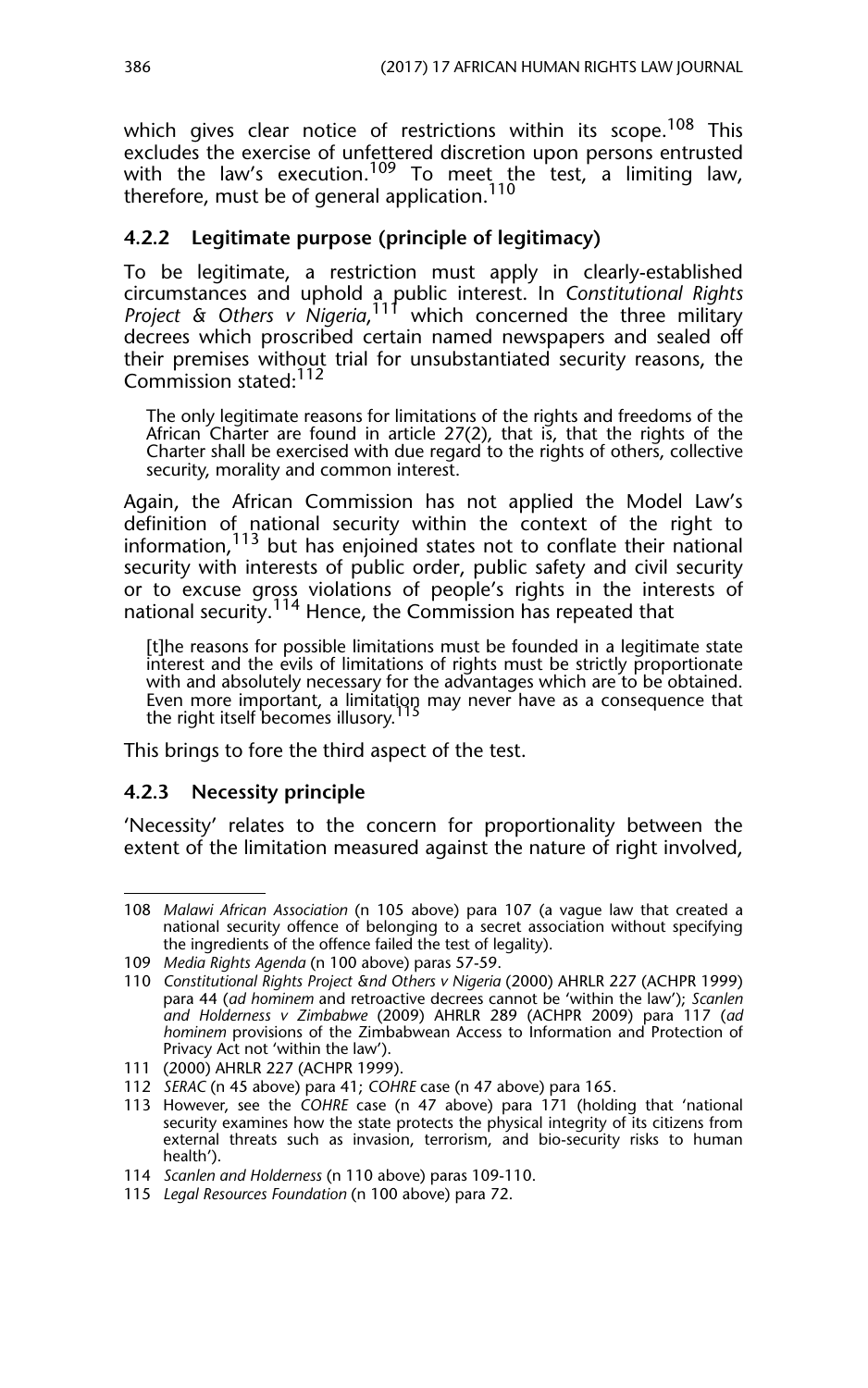which gives clear notice of restrictions within its scope.[108] This excludes the exercise of unfettered discretion upon persons entrusted with the law's execution.[109] To meet the test, a limiting law, therefore, must be of general application.[110]

### 4.2.2 Legitimate purpose (principle of legitimacy)

To be legitimate, a restriction must apply in clearly-established circumstances and uphold a public interest. In *Constitutional Rights Project & Others v Nigeria*,[111] which concerned the three military decrees which proscribed certain named newspapers and sealed off their premises without trial for unsubstantiated security reasons, the Commission stated:[112]

> The only legitimate reasons for limitations of the rights and freedoms of the African Charter are found in article 27(2), that is, that the rights of the Charter shall be exercised with due regard to the rights of others, collective security, morality and common interest.

Again, the African Commission has not applied the Model Law's definition of national security within the context of the right to information,[113] but has enjoined states not to conflate their national security with interests of public order, public safety and civil security or to excuse gross violations of people's rights in the interests of national security.[114] Hence, the Commission has repeated that

> [t]he reasons for possible limitations must be founded in a legitimate state interest and the evils of limitations of rights must be strictly proportionate with and absolutely necessary for the advantages which are to be obtained. Even more important, a limitation may never have as a consequence that the right itself becomes illusory.[115]

This brings to fore the third aspect of the test.

### 4.2.3 Necessity principle

'Necessity' relates to the concern for proportionality between the extent of the limitation measured against the nature of right involved,

---

108 *Malawi African Association* (n 105 above) para 107 (a vague law that created a national security offence of belonging to a secret association without specifying the ingredients of the offence failed the test of legality).

109 *Media Rights Agenda* (n 100 above) paras 57-59.

110 *Constitutional Rights Project &nd Others v Nigeria* (2000) AHRLR 227 (ACHPR 1999) para 44 (*ad hominem* and retroactive decrees cannot be 'within the law'); *Scanlen and Holderness v Zimbabwe* (2009) AHRLR 289 (ACHPR 2009) para 117 (*ad hominem* provisions of the Zimbabwean Access to Information and Protection of Privacy Act not 'within the law').

111 (2000) AHRLR 227 (ACHPR 1999).

112 *SERAC* (n 45 above) para 41; *COHRE* case (n 47 above) para 165.

113 However, see the *COHRE* case (n 47 above) para 171 (holding that 'national security examines how the state protects the physical integrity of its citizens from external threats such as invasion, terrorism, and bio-security risks to human health').

114 *Scanlen and Holderness* (n 110 above) paras 109-110.

115 *Legal Resources Foundation* (n 100 above) para 72.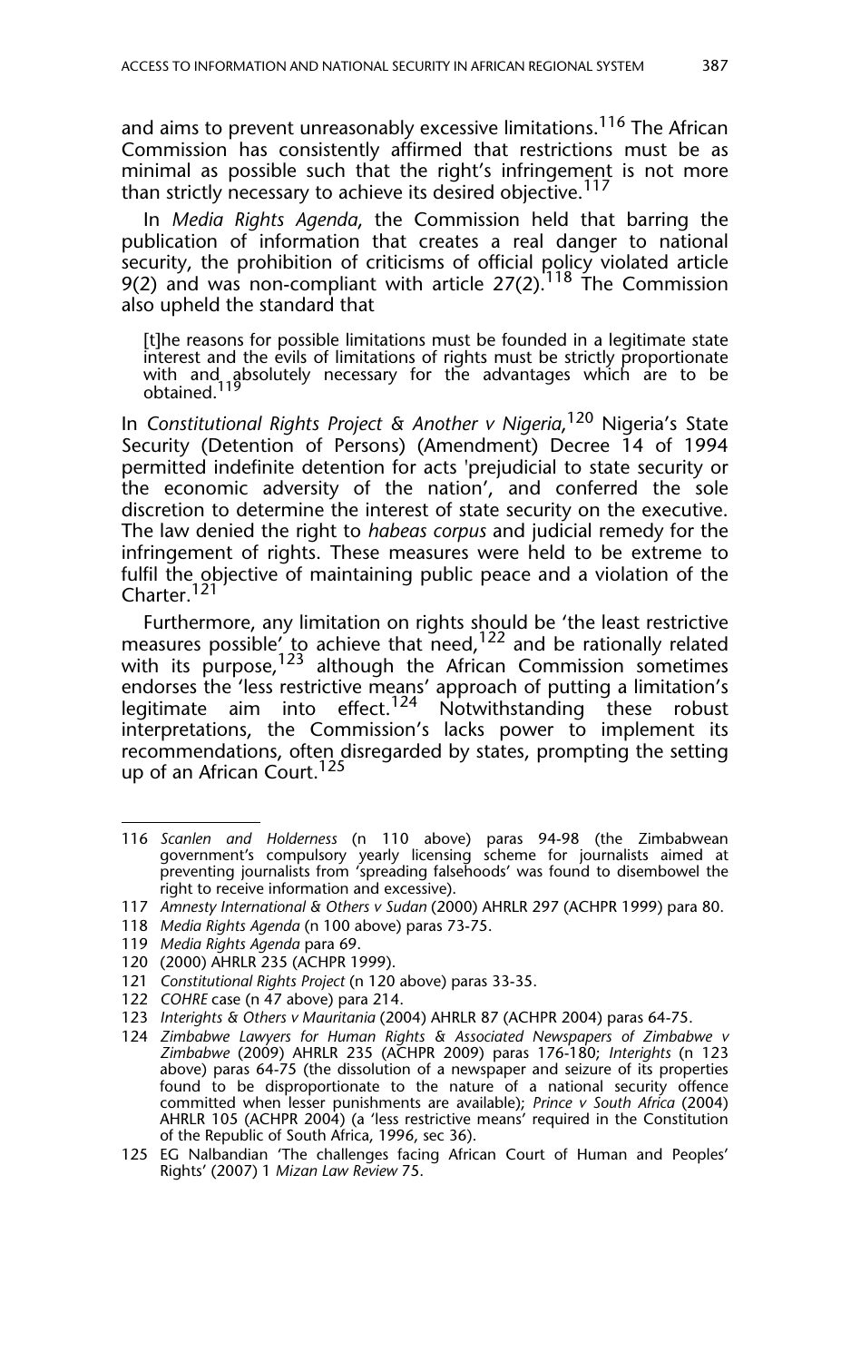and aims to prevent unreasonably excessive limitations.[116] The African Commission has consistently affirmed that restrictions must be as minimal as possible such that the right's infringement is not more than strictly necessary to achieve its desired objective.[117]

In *Media Rights Agenda*, the Commission held that barring the publication of information that creates a real danger to national security, the prohibition of criticisms of official policy violated article 9(2) and was non-compliant with article 27(2).[118] The Commission also upheld the standard that

> [t]he reasons for possible limitations must be founded in a legitimate state interest and the evils of limitations of rights must be strictly proportionate with and absolutely necessary for the advantages which are to be obtained.[119]

In *Constitutional Rights Project & Another v Nigeria*,[120] Nigeria's State Security (Detention of Persons) (Amendment) Decree 14 of 1994 permitted indefinite detention for acts 'prejudicial to state security or the economic adversity of the nation', and conferred the sole discretion to determine the interest of state security on the executive. The law denied the right to *habeas corpus* and judicial remedy for the infringement of rights. These measures were held to be extreme to fulfil the objective of maintaining public peace and a violation of the Charter.[121]

Furthermore, any limitation on rights should be 'the least restrictive measures possible' to achieve that need,[122] and be rationally related with its purpose,[123] although the African Commission sometimes endorses the 'less restrictive means' approach of putting a limitation's legitimate aim into effect.[124] Notwithstanding these robust interpretations, the Commission's lacks power to implement its recommendations, often disregarded by states, prompting the setting up of an African Court.[125]

---

116 *Scanlen and Holderness* (n 110 above) paras 94-98 (the Zimbabwean government's compulsory yearly licensing scheme for journalists aimed at preventing journalists from 'spreading falsehoods' was found to disembowel the right to receive information and excessive).

117 *Amnesty International & Others v Sudan* (2000) AHRLR 297 (ACHPR 1999) para 80.

118 *Media Rights Agenda* (n 100 above) paras 73-75.

119 *Media Rights Agenda* para 69.

120 (2000) AHRLR 235 (ACHPR 1999).

121 *Constitutional Rights Project* (n 120 above) paras 33-35.

122 *COHRE* case (n 47 above) para 214.

123 *Interights & Others v Mauritania* (2004) AHRLR 87 (ACHPR 2004) paras 64-75.

124 *Zimbabwe Lawyers for Human Rights & Associated Newspapers of Zimbabwe v Zimbabwe* (2009) AHRLR 235 (ACHPR 2009) paras 176-180; *Interights* (n 123 above) paras 64-75 (the dissolution of a newspaper and seizure of its properties found to be disproportionate to the nature of a national security offence committed when lesser punishments are available); *Prince v South Africa* (2004) AHRLR 105 (ACHPR 2004) (a 'less restrictive means' required in the Constitution of the Republic of South Africa, 1996, sec 36).

125 EG Nalbandian 'The challenges facing African Court of Human and Peoples' Rights' (2007) 1 *Mizan Law Review* 75.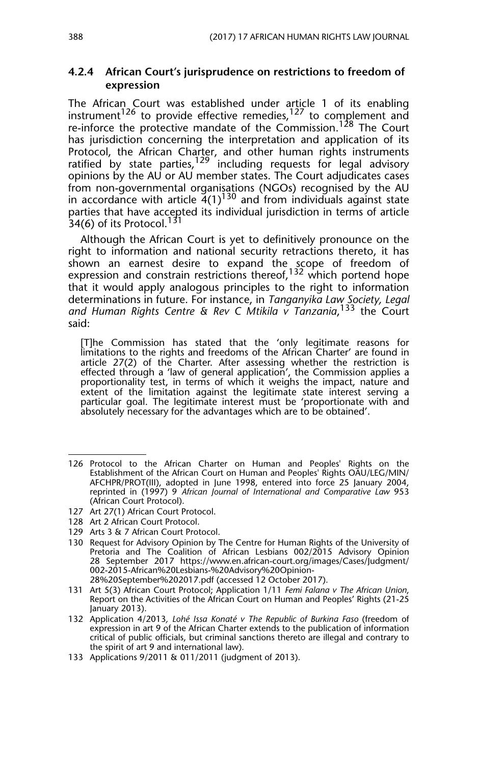### 4.2.4 African Court's jurisprudence on restrictions to freedom of expression

The African Court was established under article 1 of its enabling instrument[126] to provide effective remedies,[127] to complement and re-inforce the protective mandate of the Commission.[128] The Court has jurisdiction concerning the interpretation and application of its Protocol, the African Charter, and other human rights instruments ratified by state parties,[129] including requests for legal advisory opinions by the AU or AU member states. The Court adjudicates cases from non-governmental organisations (NGOs) recognised by the AU in accordance with article 4(1)[130] and from individuals against state parties that have accepted its individual jurisdiction in terms of article 34(6) of its Protocol.[131]

Although the African Court is yet to definitively pronounce on the right to information and national security retractions thereto, it has shown an earnest desire to expand the scope of freedom of expression and constrain restrictions thereof,[132] which portend hope that it would apply analogous principles to the right to information determinations in future. For instance, in *Tanganyika Law Society, Legal and Human Rights Centre & Rev C Mtikila v Tanzania*,[133] the Court said:

> [T]he Commission has stated that the 'only legitimate reasons for limitations to the rights and freedoms of the African Charter' are found in article 27(2) of the Charter. After assessing whether the restriction is effected through a 'law of general application', the Commission applies a proportionality test, in terms of which it weighs the impact, nature and extent of the limitation against the legitimate state interest serving a particular goal. The legitimate interest must be 'proportionate with and absolutely necessary for the advantages which are to be obtained'.

---

126 Protocol to the African Charter on Human and Peoples' Rights on the Establishment of the African Court on Human and Peoples' Rights OAU/LEG/MIN/AFCHPR/PROT(III), adopted in June 1998, entered into force 25 January 2004, reprinted in (1997) 9 *African Journal of International and Comparative Law* 953 (African Court Protocol).

127 Art 27(1) African Court Protocol.

128 Art 2 African Court Protocol.

129 Arts 3 & 7 African Court Protocol.

130 Request for Advisory Opinion by The Centre for Human Rights of the University of Pretoria and The Coalition of African Lesbians 002/2015 Advisory Opinion 28 September 2017 https://www.en.african-court.org/images/Cases/Judgment/002-2015-African%20Lesbians-%20Advisory%20Opinion-28%20September%202017.pdf (accessed 12 October 2017).

131 Art 5(3) African Court Protocol; Application 1/11 *Femi Falana v The African Union*, Report on the Activities of the African Court on Human and Peoples' Rights (21-25 January 2013).

132 Application 4/2013, *Lohé Issa Konaté v The Republic of Burkina Faso* (freedom of expression in art 9 of the African Charter extends to the publication of information critical of public officials, but criminal sanctions thereto are illegal and contrary to the spirit of art 9 and international law).

133 Applications 9/2011 & 011/2011 (judgment of 2013).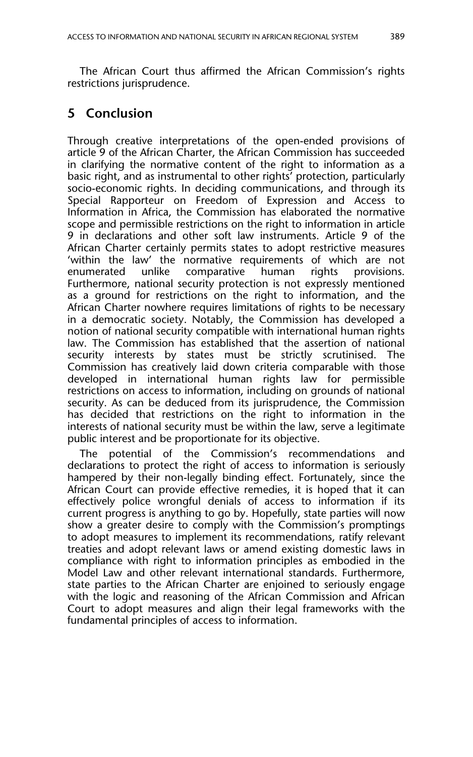The African Court thus affirmed the African Commission's rights restrictions jurisprudence.

## 5 Conclusion

Through creative interpretations of the open-ended provisions of article 9 of the African Charter, the African Commission has succeeded in clarifying the normative content of the right to information as a basic right, and as instrumental to other rights' protection, particularly socio-economic rights. In deciding communications, and through its Special Rapporteur on Freedom of Expression and Access to Information in Africa, the Commission has elaborated the normative scope and permissible restrictions on the right to information in article 9 in declarations and other soft law instruments. Article 9 of the African Charter certainly permits states to adopt restrictive measures 'within the law' the normative requirements of which are not enumerated unlike comparative human rights provisions. Furthermore, national security protection is not expressly mentioned as a ground for restrictions on the right to information, and the African Charter nowhere requires limitations of rights to be necessary in a democratic society. Notably, the Commission has developed a notion of national security compatible with international human rights law. The Commission has established that the assertion of national security interests by states must be strictly scrutinised. The Commission has creatively laid down criteria comparable with those developed in international human rights law for permissible restrictions on access to information, including on grounds of national security. As can be deduced from its jurisprudence, the Commission has decided that restrictions on the right to information in the interests of national security must be within the law, serve a legitimate public interest and be proportionate for its objective.

The potential of the Commission's recommendations and declarations to protect the right of access to information is seriously hampered by their non-legally binding effect. Fortunately, since the African Court can provide effective remedies, it is hoped that it can effectively police wrongful denials of access to information if its current progress is anything to go by. Hopefully, state parties will now show a greater desire to comply with the Commission's promptings to adopt measures to implement its recommendations, ratify relevant treaties and adopt relevant laws or amend existing domestic laws in compliance with right to information principles as embodied in the Model Law and other relevant international standards. Furthermore, state parties to the African Charter are enjoined to seriously engage with the logic and reasoning of the African Commission and African Court to adopt measures and align their legal frameworks with the fundamental principles of access to information.